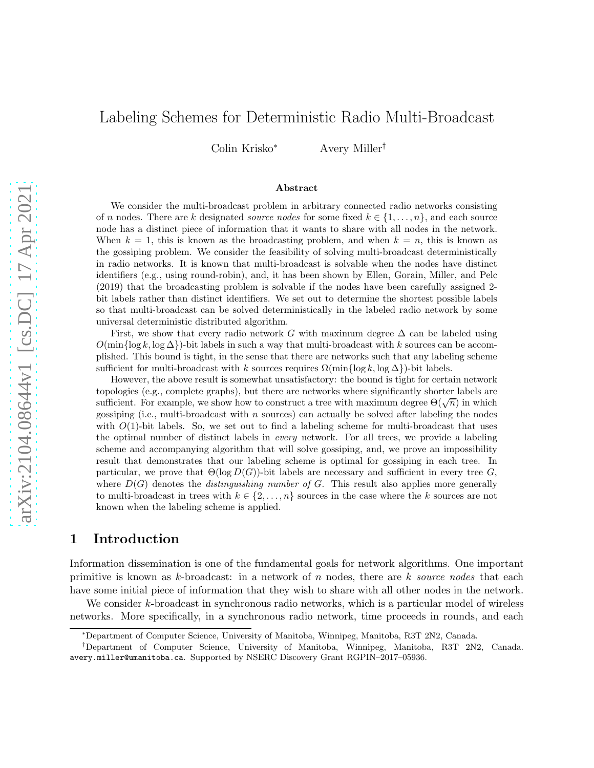# Labeling Schemes for Deterministic Radio Multi-Broadcast

Colin Krisko[*] Avery Miller[†]

### Abstract

We consider the multi-broadcast problem in arbitrary connected radio networks consisting of $n$ nodes. There are $k$ designated *source nodes* for some fixed $k \in \{1, \ldots, n\}$, and each source node has a distinct piece of information that it wants to share with all nodes in the network. When $k = 1$, this is known as the broadcasting problem, and when $k = n$, this is known as the gossiping problem. We consider the feasibility of solving multi-broadcast deterministically in radio networks. It is known that multi-broadcast is solvable when the nodes have distinct identifiers (e.g., using round-robin), and, it has been shown by Ellen, Gorain, Miller, and Pelc (2019) that the broadcasting problem is solvable if the nodes have been carefully assigned 2-bit labels rather than distinct identifiers. We set out to determine the shortest possible labels so that multi-broadcast can be solved deterministically in the labeled radio network by some universal deterministic distributed algorithm.

First, we show that every radio network $G$ with maximum degree $\Delta$ can be labeled using $O(\min\{\log k, \log \Delta\})$-bit labels in such a way that multi-broadcast with $k$ sources can be accomplished. This bound is tight, in the sense that there are networks such that any labeling scheme sufficient for multi-broadcast with $k$ sources requires $\Omega(\min\{\log k, \log \Delta\})$-bit labels.

However, the above result is somewhat unsatisfactory: the bound is tight for certain network topologies (e.g., complete graphs), but there are networks where significantly shorter labels are sufficient. For example, we show how to construct a tree with maximum degree $\Theta(\sqrt{n})$ in which gossiping (i.e., multi-broadcast with $n$ sources) can actually be solved after labeling the nodes with $O(1)$-bit labels. So, we set out to find a labeling scheme for multi-broadcast that uses the optimal number of distinct labels in *every* network. For all trees, we provide a labeling scheme and accompanying algorithm that will solve gossiping, and, we prove an impossibility result that demonstrates that our labeling scheme is optimal for gossiping in each tree. In particular, we prove that $\Theta(\log D(G))$-bit labels are necessary and sufficient in every tree $G$, where $D(G)$ denotes the *distinguishing number of* $G$. This result also applies more generally to multi-broadcast in trees with $k \in \{2, \ldots, n\}$ sources in the case where the $k$ sources are not known when the labeling scheme is applied.

## 1 Introduction

Information dissemination is one of the fundamental goals for network algorithms. One important primitive is known as $k$-broadcast: in a network of $n$ nodes, there are $k$ *source nodes* that each have some initial piece of information that they wish to share with all other nodes in the network.

We consider $k$-broadcast in synchronous radio networks, which is a particular model of wireless networks. More specifically, in a synchronous radio network, time proceeds in rounds, and each

---

[*]Department of Computer Science, University of Manitoba, Winnipeg, Manitoba, R3T 2N2, Canada.

[†]Department of Computer Science, University of Manitoba, Winnipeg, Manitoba, R3T 2N2, Canada. avery.miller@umanitoba.ca. Supported by NSERC Discovery Grant RGPIN–2017–05936.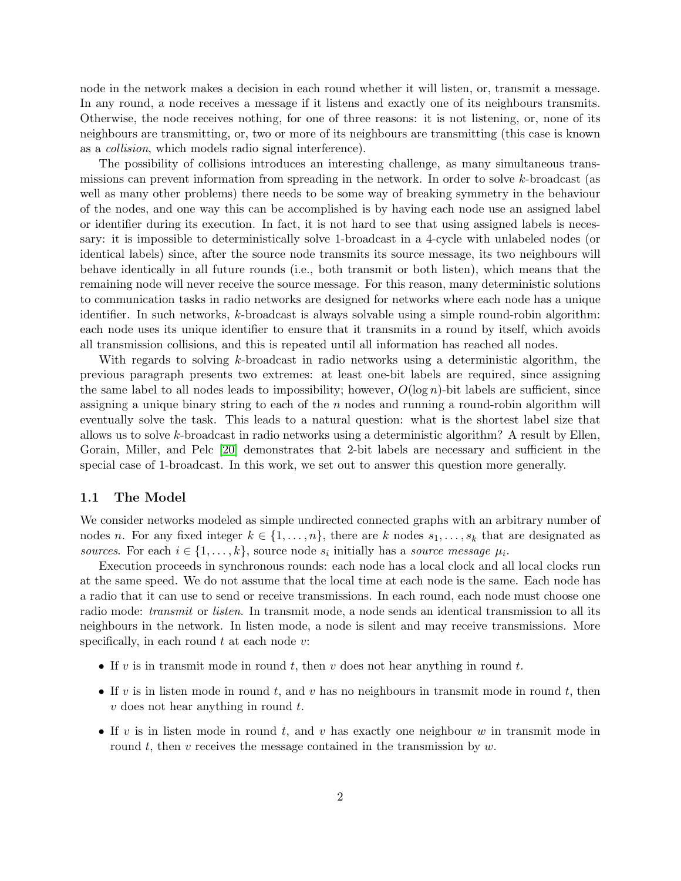node in the network makes a decision in each round whether it will listen, or, transmit a message. In any round, a node receives a message if it listens and exactly one of its neighbours transmits. Otherwise, the node receives nothing, for one of three reasons: it is not listening, or, none of its neighbours are transmitting, or, two or more of its neighbours are transmitting (this case is known as a *collision*, which models radio signal interference).

The possibility of collisions introduces an interesting challenge, as many simultaneous transmissions can prevent information from spreading in the network. In order to solve $k$-broadcast (as well as many other problems) there needs to be some way of breaking symmetry in the behaviour of the nodes, and one way this can be accomplished is by having each node use an assigned label or identifier during its execution. In fact, it is not hard to see that using assigned labels is necessary: it is impossible to deterministically solve 1-broadcast in a 4-cycle with unlabeled nodes (or identical labels) since, after the source node transmits its source message, its two neighbours will behave identically in all future rounds (i.e., both transmit or both listen), which means that the remaining node will never receive the source message. For this reason, many deterministic solutions to communication tasks in radio networks are designed for networks where each node has a unique identifier. In such networks, $k$-broadcast is always solvable using a simple round-robin algorithm: each node uses its unique identifier to ensure that it transmits in a round by itself, which avoids all transmission collisions, and this is repeated until all information has reached all nodes.

With regards to solving $k$-broadcast in radio networks using a deterministic algorithm, the previous paragraph presents two extremes: at least one-bit labels are required, since assigning the same label to all nodes leads to impossibility; however, $O(\log n)$-bit labels are sufficient, since assigning a unique binary string to each of the $n$ nodes and running a round-robin algorithm will eventually solve the task. This leads to a natural question: what is the shortest label size that allows us to solve $k$-broadcast in radio networks using a deterministic algorithm? A result by Ellen, Gorain, Miller, and Pelc [20] demonstrates that 2-bit labels are necessary and sufficient in the special case of 1-broadcast. In this work, we set out to answer this question more generally.

### 1.1 The Model

We consider networks modeled as simple undirected connected graphs with an arbitrary number of nodes $n$. For any fixed integer $k \in \{1, \ldots, n\}$, there are $k$ nodes $s_1, \ldots, s_k$ that are designated as *sources*. For each $i \in \{1, \ldots, k\}$, source node $s_i$ initially has a *source message* $\mu_i$.

Execution proceeds in synchronous rounds: each node has a local clock and all local clocks run at the same speed. We do not assume that the local time at each node is the same. Each node has a radio that it can use to send or receive transmissions. In each round, each node must choose one radio mode: *transmit* or *listen*. In transmit mode, a node sends an identical transmission to all its neighbours in the network. In listen mode, a node is silent and may receive transmissions. More specifically, in each round $t$ at each node $v$:

- If $v$ is in transmit mode in round $t$, then $v$ does not hear anything in round $t$.
- If $v$ is in listen mode in round $t$, and $v$ has no neighbours in transmit mode in round $t$, then $v$ does not hear anything in round $t$.
- If $v$ is in listen mode in round $t$, and $v$ has exactly one neighbour $w$ in transmit mode in round $t$, then $v$ receives the message contained in the transmission by $w$.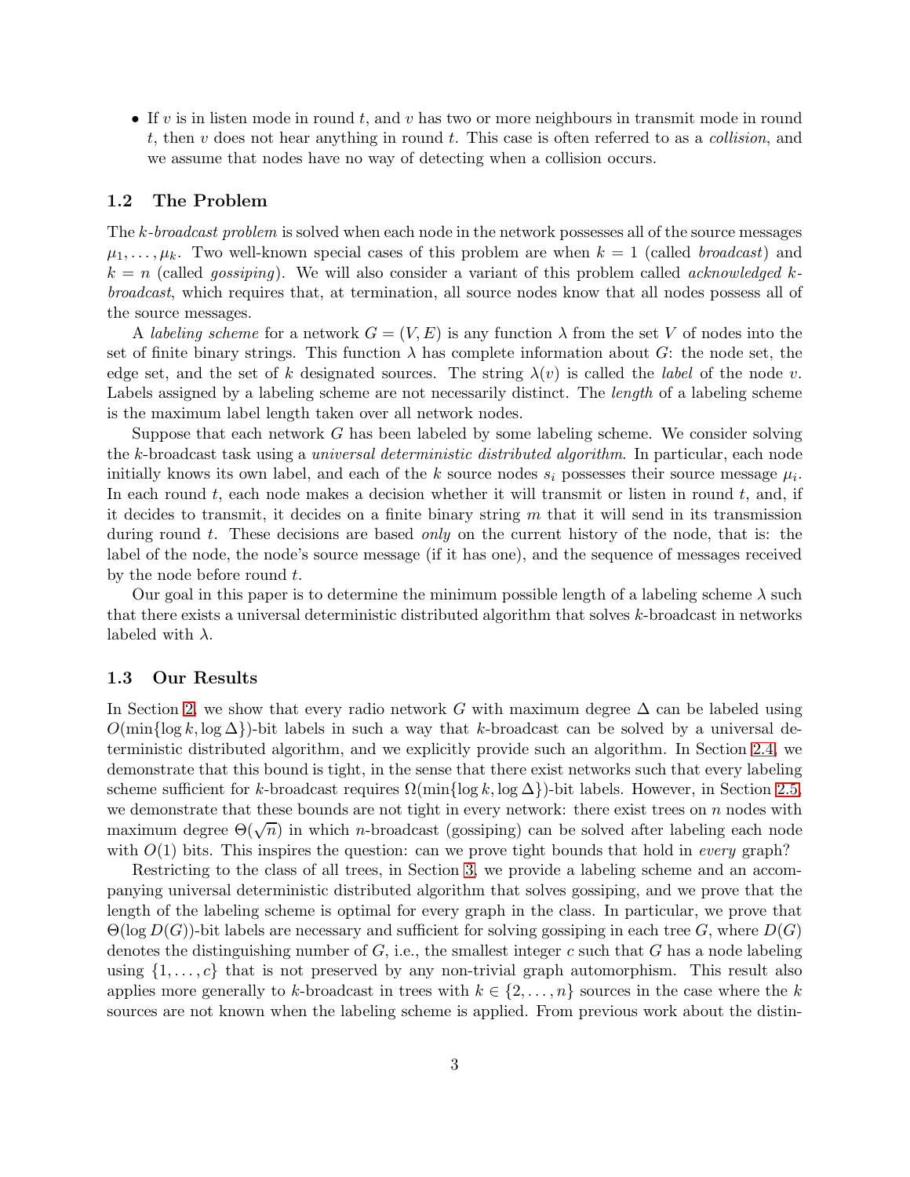- If $v$ is in listen mode in round $t$, and $v$ has two or more neighbours in transmit mode in round $t$, then $v$ does not hear anything in round $t$. This case is often referred to as a *collision*, and we assume that nodes have no way of detecting when a collision occurs.

### 1.2 The Problem

The *k-broadcast problem* is solved when each node in the network possesses all of the source messages $\mu_1, \ldots, \mu_k$. Two well-known special cases of this problem are when $k = 1$ (called *broadcast*) and $k = n$ (called *gossiping*). We will also consider a variant of this problem called *acknowledged k-broadcast*, which requires that, at termination, all source nodes know that all nodes possess all of the source messages.

A *labeling scheme* for a network $G = (V, E)$ is any function $\lambda$ from the set $V$ of nodes into the set of finite binary strings. This function $\lambda$ has complete information about $G$: the node set, the edge set, and the set of $k$ designated sources. The string $\lambda(v)$ is called the *label* of the node $v$. Labels assigned by a labeling scheme are not necessarily distinct. The *length* of a labeling scheme is the maximum label length taken over all network nodes.

Suppose that each network $G$ has been labeled by some labeling scheme. We consider solving the $k$-broadcast task using a *universal deterministic distributed algorithm*. In particular, each node initially knows its own label, and each of the $k$ source nodes $s_i$ possesses their source message $\mu_i$. In each round $t$, each node makes a decision whether it will transmit or listen in round $t$, and, if it decides to transmit, it decides on a finite binary string $m$ that it will send in its transmission during round $t$. These decisions are based *only* on the current history of the node, that is: the label of the node, the node's source message (if it has one), and the sequence of messages received by the node before round $t$.

Our goal in this paper is to determine the minimum possible length of a labeling scheme $\lambda$ such that there exists a universal deterministic distributed algorithm that solves $k$-broadcast in networks labeled with $\lambda$.

### 1.3 Our Results

In Section 2, we show that every radio network $G$ with maximum degree $\Delta$ can be labeled using $O(\min\{\log k, \log \Delta\})$-bit labels in such a way that $k$-broadcast can be solved by a universal deterministic distributed algorithm, and we explicitly provide such an algorithm. In Section 2.4, we demonstrate that this bound is tight, in the sense that there exist networks such that every labeling scheme sufficient for $k$-broadcast requires $\Omega(\min\{\log k, \log \Delta\})$-bit labels. However, in Section 2.5, we demonstrate that these bounds are not tight in every network: there exist trees on $n$ nodes with maximum degree $\Theta(\sqrt{n})$ in which $n$-broadcast (gossiping) can be solved after labeling each node with $O(1)$ bits. This inspires the question: can we prove tight bounds that hold in *every* graph?

Restricting to the class of all trees, in Section 3, we provide a labeling scheme and an accompanying universal deterministic distributed algorithm that solves gossiping, and we prove that the length of the labeling scheme is optimal for every graph in the class. In particular, we prove that $\Theta(\log D(G))$-bit labels are necessary and sufficient for solving gossiping in each tree $G$, where $D(G)$ denotes the distinguishing number of $G$, i.e., the smallest integer $c$ such that $G$ has a node labeling using $\{1, \ldots, c\}$ that is not preserved by any non-trivial graph automorphism. This result also applies more generally to $k$-broadcast in trees with $k \in \{2, \ldots, n\}$ sources in the case where the $k$ sources are not known when the labeling scheme is applied. From previous work about the distin-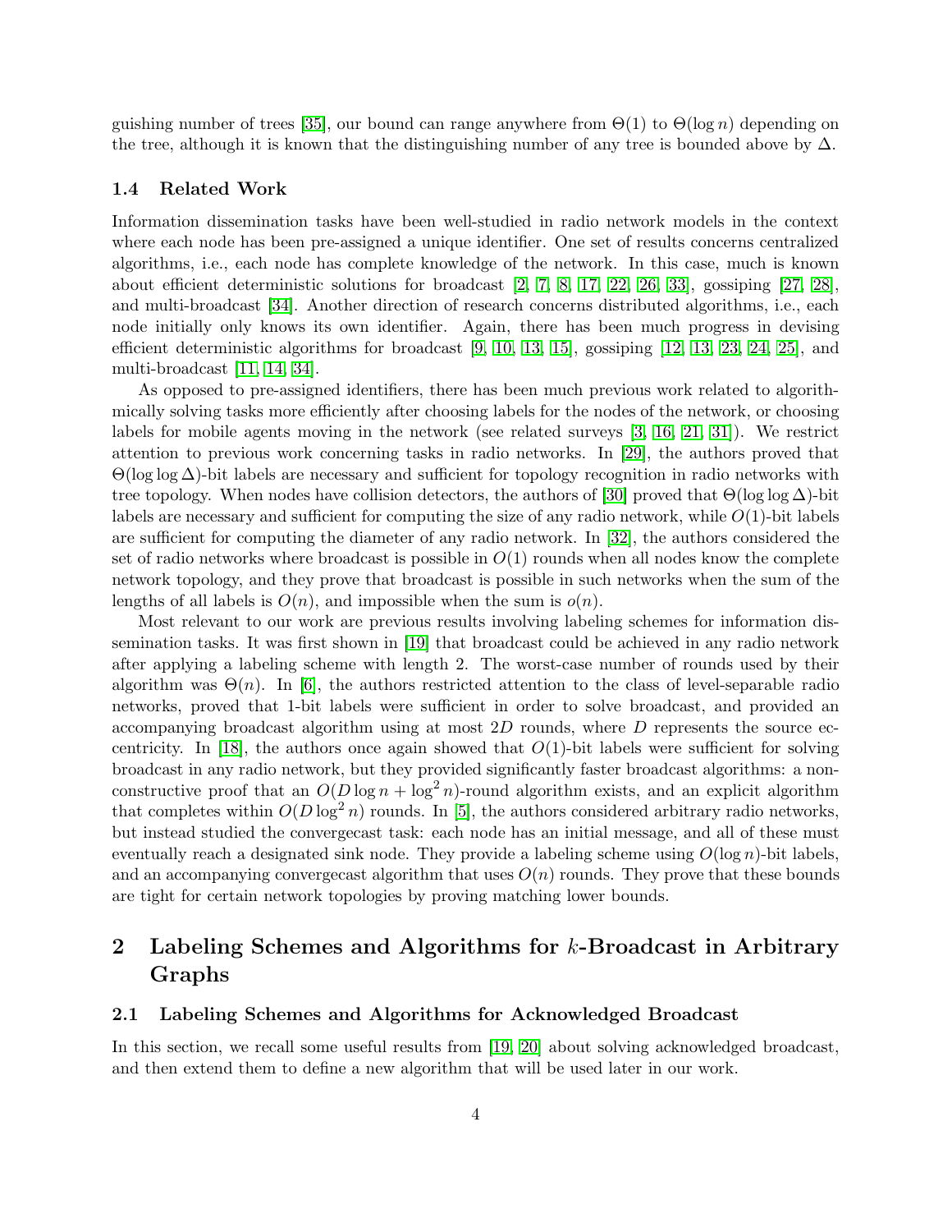guishing number of trees [35], our bound can range anywhere from $\Theta(1)$ to $\Theta(\log n)$ depending on the tree, although it is known that the distinguishing number of any tree is bounded above by $\Delta$.

### 1.4 Related Work

Information dissemination tasks have been well-studied in radio network models in the context where each node has been pre-assigned a unique identifier. One set of results concerns centralized algorithms, i.e., each node has complete knowledge of the network. In this case, much is known about efficient deterministic solutions for broadcast [2, 7, 8, 17, 22, 26, 33], gossiping [27, 28], and multi-broadcast [34]. Another direction of research concerns distributed algorithms, i.e., each node initially only knows its own identifier. Again, there has been much progress in devising efficient deterministic algorithms for broadcast [9, 10, 13, 15], gossiping [12, 13, 23, 24, 25], and multi-broadcast [11, 14, 34].

As opposed to pre-assigned identifiers, there has been much previous work related to algorithmically solving tasks more efficiently after choosing labels for the nodes of the network, or choosing labels for mobile agents moving in the network (see related surveys [3, 16, 21, 31]). We restrict attention to previous work concerning tasks in radio networks. In [29], the authors proved that $\Theta(\log\log\Delta)$-bit labels are necessary and sufficient for topology recognition in radio networks with tree topology. When nodes have collision detectors, the authors of [30] proved that $\Theta(\log\log\Delta)$-bit labels are necessary and sufficient for computing the size of any radio network, while $O(1)$-bit labels are sufficient for computing the diameter of any radio network. In [32], the authors considered the set of radio networks where broadcast is possible in $O(1)$ rounds when all nodes know the complete network topology, and they prove that broadcast is possible in such networks when the sum of the lengths of all labels is $O(n)$, and impossible when the sum is $o(n)$.

Most relevant to our work are previous results involving labeling schemes for information dissemination tasks. It was first shown in [19] that broadcast could be achieved in any radio network after applying a labeling scheme with length 2. The worst-case number of rounds used by their algorithm was $\Theta(n)$. In [6], the authors restricted attention to the class of level-separable radio networks, proved that 1-bit labels were sufficient in order to solve broadcast, and provided an accompanying broadcast algorithm using at most $2D$ rounds, where $D$ represents the source eccentricity. In [18], the authors once again showed that $O(1)$-bit labels were sufficient for solving broadcast in any radio network, but they provided significantly faster broadcast algorithms: a non-constructive proof that an $O(D\log n + \log^2 n)$-round algorithm exists, and an explicit algorithm that completes within $O(D\log^2 n)$ rounds. In [5], the authors considered arbitrary radio networks, but instead studied the convergecast task: each node has an initial message, and all of these must eventually reach a designated sink node. They provide a labeling scheme using $O(\log n)$-bit labels, and an accompanying convergecast algorithm that uses $O(n)$ rounds. They prove that these bounds are tight for certain network topologies by proving matching lower bounds.

## 2 Labeling Schemes and Algorithms for $k$-Broadcast in Arbitrary Graphs

### 2.1 Labeling Schemes and Algorithms for Acknowledged Broadcast

In this section, we recall some useful results from [19, 20] about solving acknowledged broadcast, and then extend them to define a new algorithm that will be used later in our work.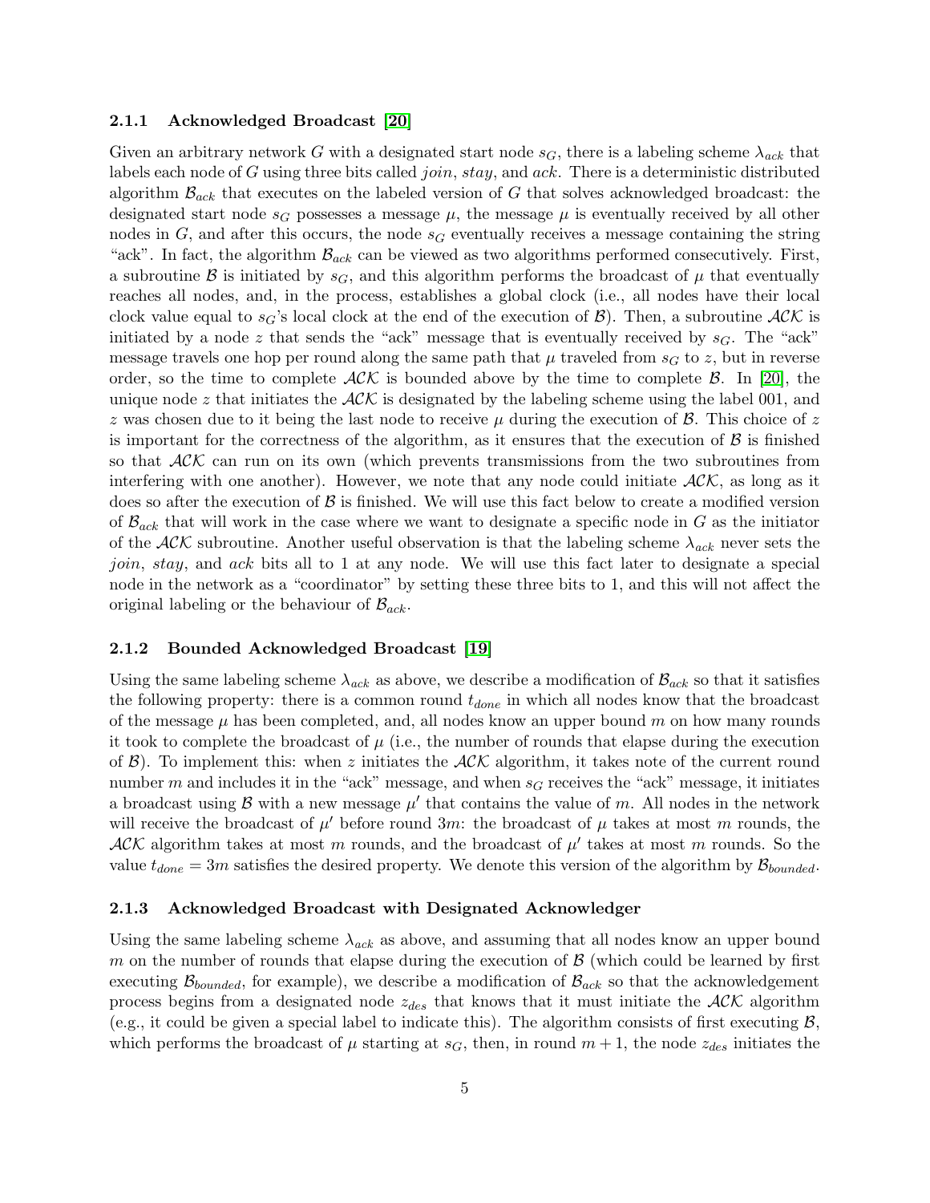#### 2.1.1 Acknowledged Broadcast [20]

Given an arbitrary network $G$ with a designated start node $s_G$, there is a labeling scheme $\lambda_{ack}$ that labels each node of $G$ using three bits called *join*, *stay*, and *ack*. There is a deterministic distributed algorithm $\mathcal{B}_{ack}$ that executes on the labeled version of $G$ that solves acknowledged broadcast: the designated start node $s_G$ possesses a message $\mu$, the message $\mu$ is eventually received by all other nodes in $G$, and after this occurs, the node $s_G$ eventually receives a message containing the string "ack". In fact, the algorithm $\mathcal{B}_{ack}$ can be viewed as two algorithms performed consecutively. First, a subroutine $\mathcal{B}$ is initiated by $s_G$, and this algorithm performs the broadcast of $\mu$ that eventually reaches all nodes, and, in the process, establishes a global clock (i.e., all nodes have their local clock value equal to $s_G$'s local clock at the end of the execution of $\mathcal{B}$). Then, a subroutine $\mathcal{ACK}$ is initiated by a node $z$ that sends the "ack" message that is eventually received by $s_G$. The "ack" message travels one hop per round along the same path that $\mu$ traveled from $s_G$ to $z$, but in reverse order, so the time to complete $\mathcal{ACK}$ is bounded above by the time to complete $\mathcal{B}$. In [20], the unique node $z$ that initiates the $\mathcal{ACK}$ is designated by the labeling scheme using the label 001, and $z$ was chosen due to it being the last node to receive $\mu$ during the execution of $\mathcal{B}$. This choice of $z$ is important for the correctness of the algorithm, as it ensures that the execution of $\mathcal{B}$ is finished so that $\mathcal{ACK}$ can run on its own (which prevents transmissions from the two subroutines from interfering with one another). However, we note that any node could initiate $\mathcal{ACK}$, as long as it does so after the execution of $\mathcal{B}$ is finished. We will use this fact below to create a modified version of $\mathcal{B}_{ack}$ that will work in the case where we want to designate a specific node in $G$ as the initiator of the $\mathcal{ACK}$ subroutine. Another useful observation is that the labeling scheme $\lambda_{ack}$ never sets the *join*, *stay*, and *ack* bits all to 1 at any node. We will use this fact later to designate a special node in the network as a "coordinator" by setting these three bits to 1, and this will not affect the original labeling or the behaviour of $\mathcal{B}_{ack}$.

#### 2.1.2 Bounded Acknowledged Broadcast [19]

Using the same labeling scheme $\lambda_{ack}$ as above, we describe a modification of $\mathcal{B}_{ack}$ so that it satisfies the following property: there is a common round $t_{done}$ in which all nodes know that the broadcast of the message $\mu$ has been completed, and, all nodes know an upper bound $m$ on how many rounds it took to complete the broadcast of $\mu$ (i.e., the number of rounds that elapse during the execution of $\mathcal{B}$). To implement this: when $z$ initiates the $\mathcal{ACK}$ algorithm, it takes note of the current round number $m$ and includes it in the "ack" message, and when $s_G$ receives the "ack" message, it initiates a broadcast using $\mathcal{B}$ with a new message $\mu'$ that contains the value of $m$. All nodes in the network will receive the broadcast of $\mu'$ before round $3m$: the broadcast of $\mu$ takes at most $m$ rounds, the $\mathcal{ACK}$ algorithm takes at most $m$ rounds, and the broadcast of $\mu'$ takes at most $m$ rounds. So the value $t_{done} = 3m$ satisfies the desired property. We denote this version of the algorithm by $\mathcal{B}_{bounded}$.

#### 2.1.3 Acknowledged Broadcast with Designated Acknowledger

Using the same labeling scheme $\lambda_{ack}$ as above, and assuming that all nodes know an upper bound $m$ on the number of rounds that elapse during the execution of $\mathcal{B}$ (which could be learned by first executing $\mathcal{B}_{bounded}$, for example), we describe a modification of $\mathcal{B}_{ack}$ so that the acknowledgement process begins from a designated node $z_{des}$ that knows that it must initiate the $\mathcal{ACK}$ algorithm (e.g., it could be given a special label to indicate this). The algorithm consists of first executing $\mathcal{B}$, which performs the broadcast of $\mu$ starting at $s_G$, then, in round $m + 1$, the node $z_{des}$ initiates the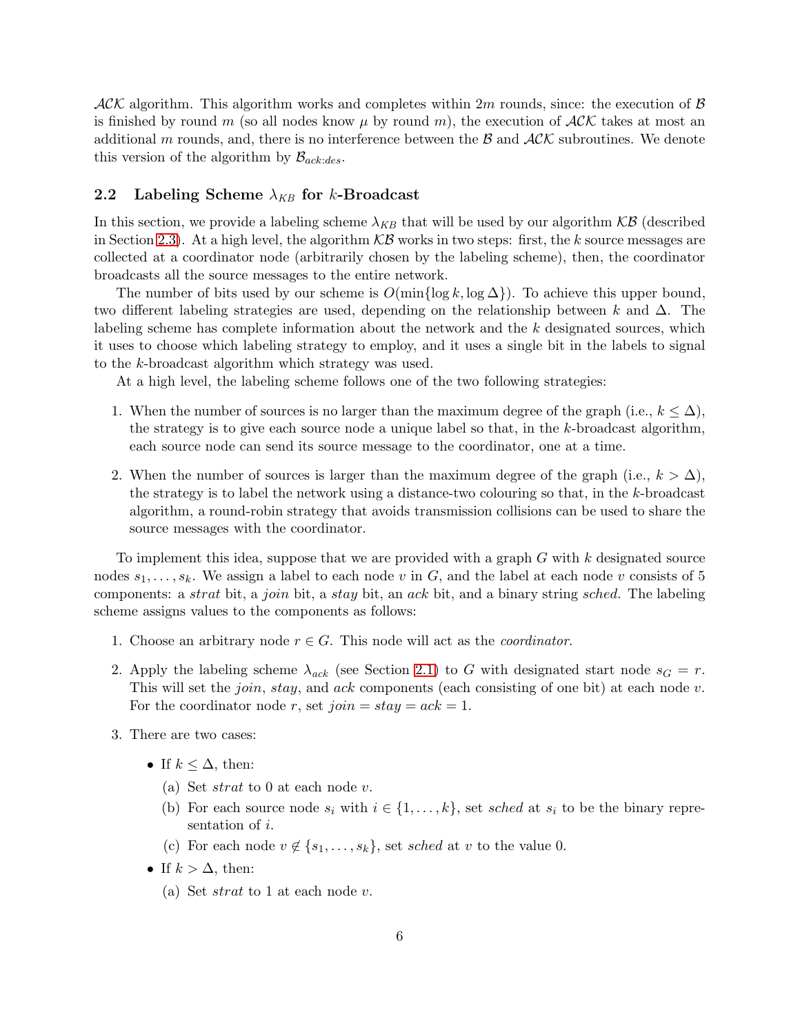$\mathcal{ACK}$ algorithm. This algorithm works and completes within $2m$ rounds, since: the execution of $\mathcal{B}$ is finished by round $m$ (so all nodes know $\mu$ by round $m$), the execution of $\mathcal{ACK}$ takes at most an additional $m$ rounds, and, there is no interference between the $\mathcal{B}$ and $\mathcal{ACK}$ subroutines. We denote this version of the algorithm by $\mathcal{B}_{ack:des}$.

### 2.2 Labeling Scheme $\lambda_{KB}$ for $k$-Broadcast

In this section, we provide a labeling scheme $\lambda_{KB}$ that will be used by our algorithm $\mathcal{KB}$ (described in Section 2.3). At a high level, the algorithm $\mathcal{KB}$ works in two steps: first, the $k$ source messages are collected at a coordinator node (arbitrarily chosen by the labeling scheme), then, the coordinator broadcasts all the source messages to the entire network.

The number of bits used by our scheme is $O(\min\{\log k, \log \Delta\})$. To achieve this upper bound, two different labeling strategies are used, depending on the relationship between $k$ and $\Delta$. The labeling scheme has complete information about the network and the $k$ designated sources, which it uses to choose which labeling strategy to employ, and it uses a single bit in the labels to signal to the $k$-broadcast algorithm which strategy was used.

At a high level, the labeling scheme follows one of the two following strategies:

1. When the number of sources is no larger than the maximum degree of the graph (i.e., $k \leq \Delta$), the strategy is to give each source node a unique label so that, in the $k$-broadcast algorithm, each source node can send its source message to the coordinator, one at a time.
2. When the number of sources is larger than the maximum degree of the graph (i.e., $k > \Delta$), the strategy is to label the network using a distance-two colouring so that, in the $k$-broadcast algorithm, a round-robin strategy that avoids transmission collisions can be used to share the source messages with the coordinator.

To implement this idea, suppose that we are provided with a graph $G$ with $k$ designated source nodes $s_1, \ldots, s_k$. We assign a label to each node $v$ in $G$, and the label at each node $v$ consists of 5 components: a *strat* bit, a *join* bit, a *stay* bit, an *ack* bit, and a binary string *sched*. The labeling scheme assigns values to the components as follows:

1. Choose an arbitrary node $r \in G$. This node will act as the *coordinator*.
2. Apply the labeling scheme $\lambda_{ack}$ (see Section 2.1) to $G$ with designated start node $s_G = r$. This will set the *join*, *stay*, and *ack* components (each consisting of one bit) at each node $v$. For the coordinator node $r$, set *join* = *stay* = *ack* = 1.
3. There are two cases:
   - If $k \leq \Delta$, then:
     (a) Set *strat* to 0 at each node $v$.
     (b) For each source node $s_i$ with $i \in \{1, \ldots, k\}$, set *sched* at $s_i$ to be the binary representation of $i$.
     (c) For each node $v \notin \{s_1, \ldots, s_k\}$, set *sched* at $v$ to the value 0.
   - If $k > \Delta$, then:
     (a) Set *strat* to 1 at each node $v$.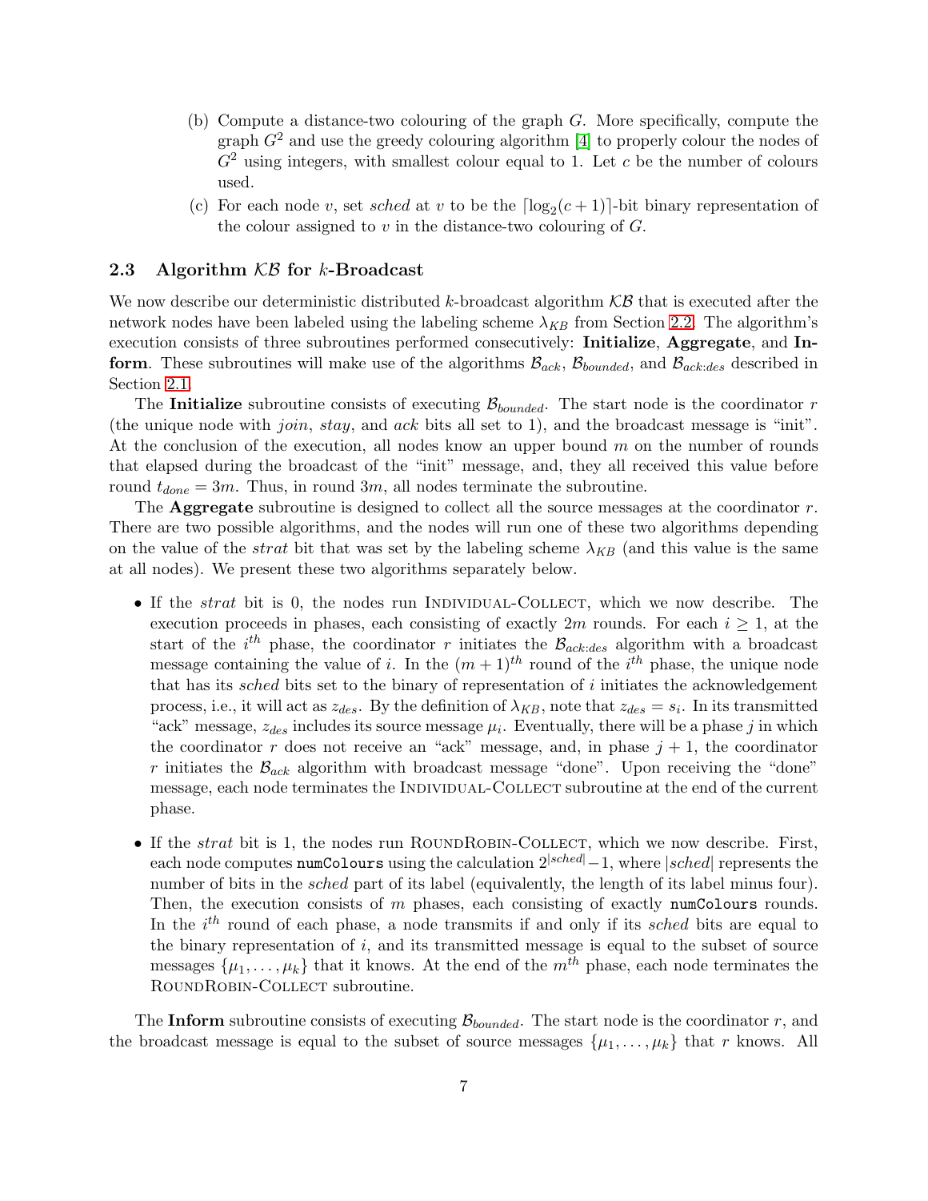(b) Compute a distance-two colouring of the graph $G$. More specifically, compute the graph $G^2$ and use the greedy colouring algorithm [4] to properly colour the nodes of $G^2$ using integers, with smallest colour equal to 1. Let $c$ be the number of colours used.

(c) For each node $v$, set *sched* at $v$ to be the $\lceil \log_2(c+1) \rceil$-bit binary representation of the colour assigned to $v$ in the distance-two colouring of $G$.

### 2.3 Algorithm $\mathcal{KB}$ for $k$-Broadcast

We now describe our deterministic distributed $k$-broadcast algorithm $\mathcal{KB}$ that is executed after the network nodes have been labeled using the labeling scheme $\lambda_{KB}$ from Section 2.2. The algorithm's execution consists of three subroutines performed consecutively: **Initialize**, **Aggregate**, and **Inform**. These subroutines will make use of the algorithms $\mathcal{B}_{ack}$, $\mathcal{B}_{bounded}$, and $\mathcal{B}_{ack:des}$ described in Section 2.1.

The **Initialize** subroutine consists of executing $\mathcal{B}_{bounded}$. The start node is the coordinator $r$ (the unique node with *join*, *stay*, and *ack* bits all set to 1), and the broadcast message is "init". At the conclusion of the execution, all nodes know an upper bound $m$ on the number of rounds that elapsed during the broadcast of the "init" message, and, they all received this value before round $t_{done} = 3m$. Thus, in round $3m$, all nodes terminate the subroutine.

The **Aggregate** subroutine is designed to collect all the source messages at the coordinator $r$. There are two possible algorithms, and the nodes will run one of these two algorithms depending on the value of the *strat* bit that was set by the labeling scheme $\lambda_{KB}$ (and this value is the same at all nodes). We present these two algorithms separately below.

- If the *strat* bit is 0, the nodes run Individual-Collect, which we now describe. The execution proceeds in phases, each consisting of exactly $2m$ rounds. For each $i \geq 1$, at the start of the $i^{th}$ phase, the coordinator $r$ initiates the $\mathcal{B}_{ack:des}$ algorithm with a broadcast message containing the value of $i$. In the $(m+1)^{th}$ round of the $i^{th}$ phase, the unique node that has its *sched* bits set to the binary of representation of $i$ initiates the acknowledgement process, i.e., it will act as $z_{des}$. By the definition of $\lambda_{KB}$, note that $z_{des} = s_i$. In its transmitted "ack" message, $z_{des}$ includes its source message $\mu_i$. Eventually, there will be a phase $j$ in which the coordinator $r$ does not receive an "ack" message, and, in phase $j+1$, the coordinator $r$ initiates the $\mathcal{B}_{ack}$ algorithm with broadcast message "done". Upon receiving the "done" message, each node terminates the Individual-Collect subroutine at the end of the current phase.

- If the *strat* bit is 1, the nodes run RoundRobin-Collect, which we now describe. First, each node computes `numColours` using the calculation $2^{|sched|}-1$, where $|sched|$ represents the number of bits in the *sched* part of its label (equivalently, the length of its label minus four). Then, the execution consists of $m$ phases, each consisting of exactly `numColours` rounds. In the $i^{th}$ round of each phase, a node transmits if and only if its *sched* bits are equal to the binary representation of $i$, and its transmitted message is equal to the subset of source messages $\{\mu_1, \ldots, \mu_k\}$ that it knows. At the end of the $m^{th}$ phase, each node terminates the RoundRobin-Collect subroutine.

The **Inform** subroutine consists of executing $\mathcal{B}_{bounded}$. The start node is the coordinator $r$, and the broadcast message is equal to the subset of source messages $\{\mu_1, \ldots, \mu_k\}$ that $r$ knows. All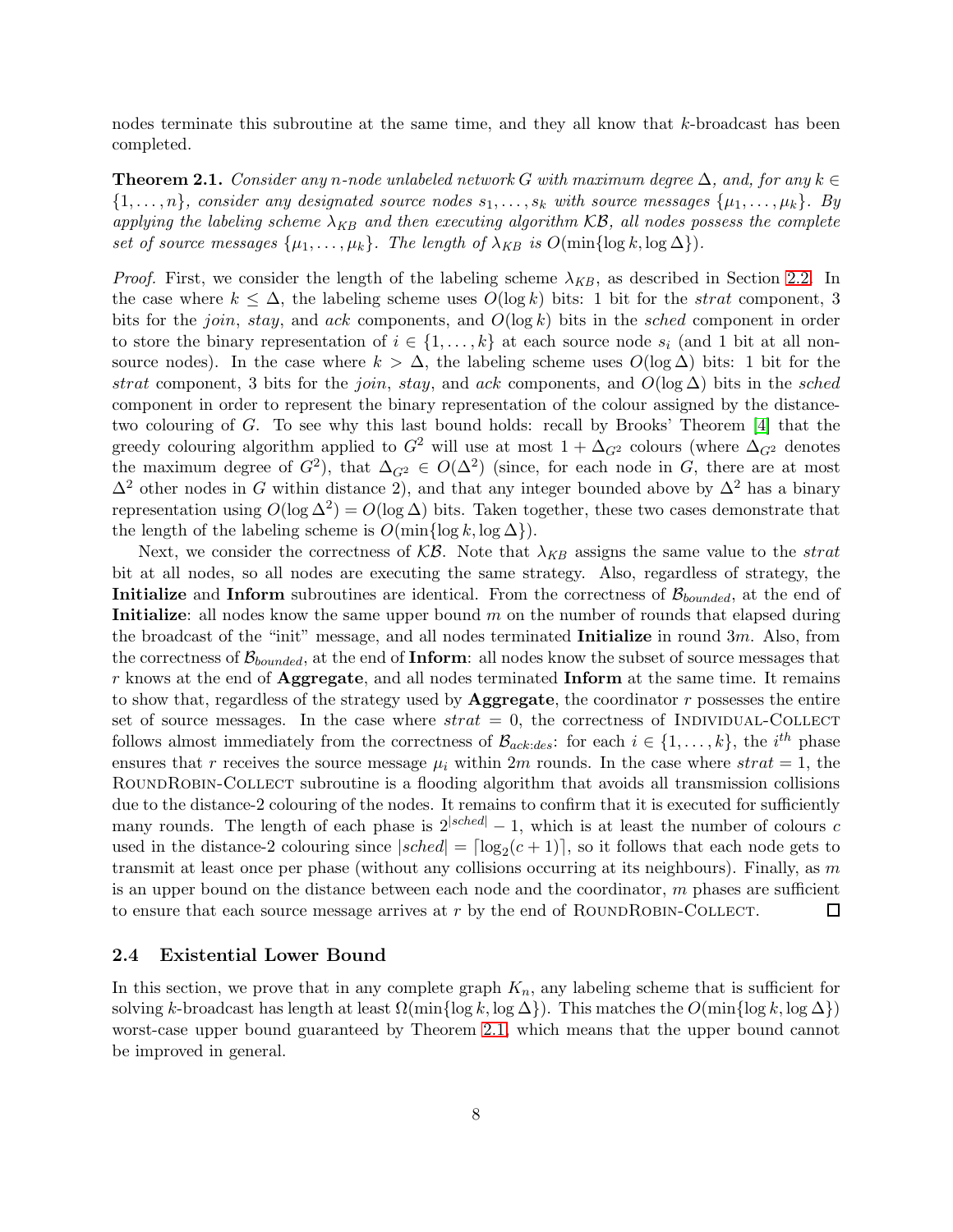nodes terminate this subroutine at the same time, and they all know that $k$-broadcast has been completed.

**Theorem 2.1.** *Consider any $n$-node unlabeled network $G$ with maximum degree $\Delta$, and, for any $k \in \{1, \ldots, n\}$, consider any designated source nodes $s_1, \ldots, s_k$ with source messages $\{\mu_1, \ldots, \mu_k\}$. By applying the labeling scheme $\lambda_{KB}$ and then executing algorithm $\mathcal{KB}$, all nodes possess the complete set of source messages $\{\mu_1, \ldots, \mu_k\}$. The length of $\lambda_{KB}$ is $O(\min\{\log k, \log \Delta\})$.*

*Proof.* First, we consider the length of the labeling scheme $\lambda_{KB}$, as described in Section 2.2. In the case where $k \leq \Delta$, the labeling scheme uses $O(\log k)$ bits: 1 bit for the *strat* component, 3 bits for the *join*, *stay*, and *ack* components, and $O(\log k)$ bits in the *sched* component in order to store the binary representation of $i \in \{1, \ldots, k\}$ at each source node $s_i$ (and 1 bit at all non-source nodes). In the case where $k > \Delta$, the labeling scheme uses $O(\log \Delta)$ bits: 1 bit for the *strat* component, 3 bits for the *join*, *stay*, and *ack* components, and $O(\log \Delta)$ bits in the *sched* component in order to represent the binary representation of the colour assigned by the distance-two colouring of $G$. To see why this last bound holds: recall by Brooks' Theorem [4] that the greedy colouring algorithm applied to $G^2$ will use at most $1 + \Delta_{G^2}$ colours (where $\Delta_{G^2}$ denotes the maximum degree of $G^2$), that $\Delta_{G^2} \in O(\Delta^2)$ (since, for each node in $G$, there are at most $\Delta^2$ other nodes in $G$ within distance 2), and that any integer bounded above by $\Delta^2$ has a binary representation using $O(\log \Delta^2) = O(\log \Delta)$ bits. Taken together, these two cases demonstrate that the length of the labeling scheme is $O(\min\{\log k, \log \Delta\})$.

Next, we consider the correctness of $\mathcal{KB}$. Note that $\lambda_{KB}$ assigns the same value to the *strat* bit at all nodes, so all nodes are executing the same strategy. Also, regardless of strategy, the **Initialize** and **Inform** subroutines are identical. From the correctness of $\mathcal{B}_{bounded}$, at the end of **Initialize**: all nodes know the same upper bound $m$ on the number of rounds that elapsed during the broadcast of the "init" message, and all nodes terminated **Initialize** in round $3m$. Also, from the correctness of $\mathcal{B}_{bounded}$, at the end of **Inform**: all nodes know the subset of source messages that $r$ knows at the end of **Aggregate**, and all nodes terminated **Inform** at the same time. It remains to show that, regardless of the strategy used by **Aggregate**, the coordinator $r$ possesses the entire set of source messages. In the case where $strat = 0$, the correctness of Individual-Collect follows almost immediately from the correctness of $\mathcal{B}_{ack:des}$: for each $i \in \{1, \ldots, k\}$, the $i^{th}$ phase ensures that $r$ receives the source message $\mu_i$ within $2m$ rounds. In the case where $strat = 1$, the RoundRobin-Collect subroutine is a flooding algorithm that avoids all transmission collisions due to the distance-2 colouring of the nodes. It remains to confirm that it is executed for sufficiently many rounds. The length of each phase is $2^{|sched|} - 1$, which is at least the number of colours $c$ used in the distance-2 colouring since $|sched| = \lceil \log_2(c+1) \rceil$, so it follows that each node gets to transmit at least once per phase (without any collisions occurring at its neighbours). Finally, as $m$ is an upper bound on the distance between each node and the coordinator, $m$ phases are sufficient to ensure that each source message arrives at $r$ by the end of RoundRobin-Collect. ☐

### 2.4 Existential Lower Bound

In this section, we prove that in any complete graph $K_n$, any labeling scheme that is sufficient for solving $k$-broadcast has length at least $\Omega(\min\{\log k, \log \Delta\})$. This matches the $O(\min\{\log k, \log \Delta\})$ worst-case upper bound guaranteed by Theorem 2.1, which means that the upper bound cannot be improved in general.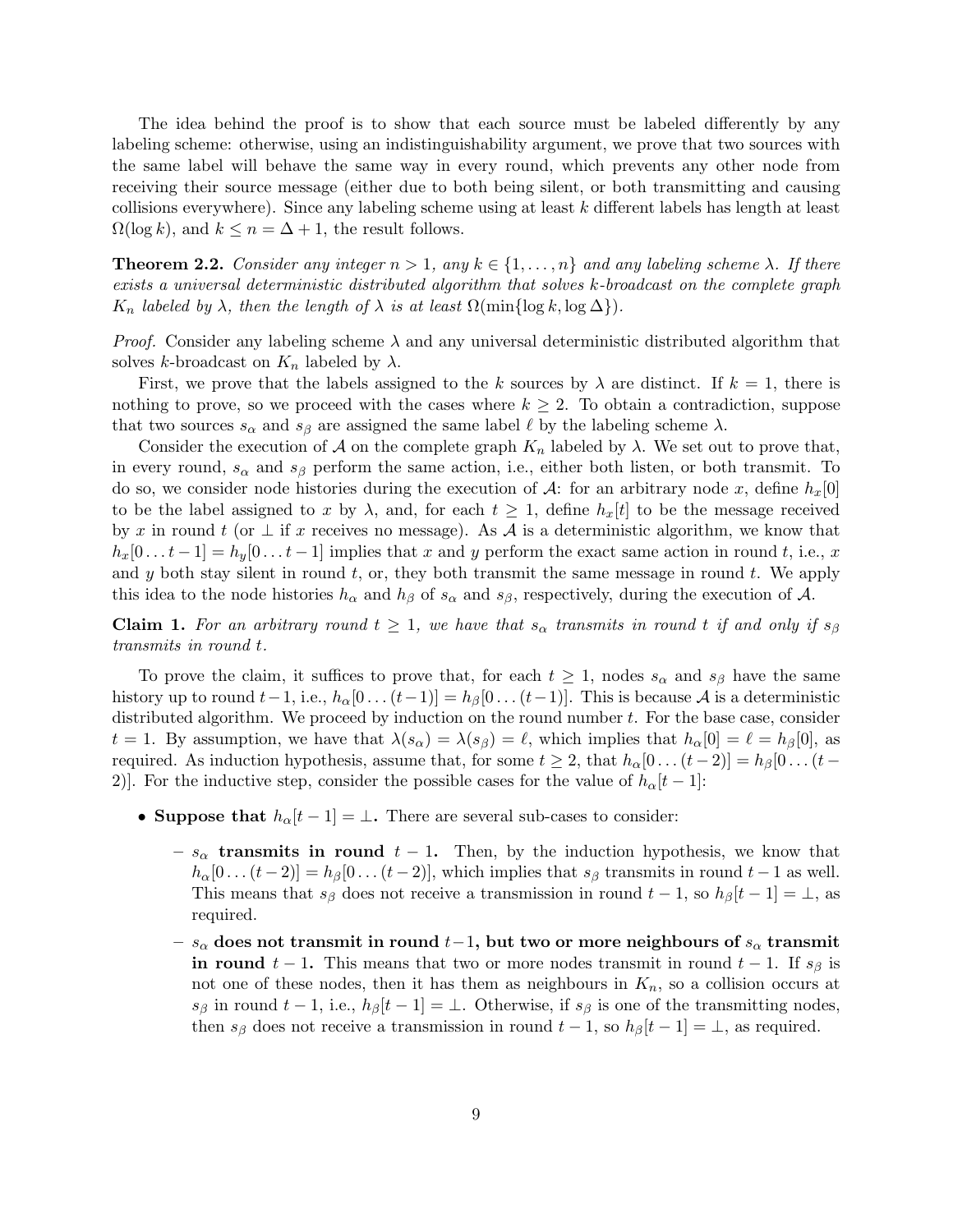The idea behind the proof is to show that each source must be labeled differently by any labeling scheme: otherwise, using an indistinguishability argument, we prove that two sources with the same label will behave the same way in every round, which prevents any other node from receiving their source message (either due to both being silent, or both transmitting and causing collisions everywhere). Since any labeling scheme using at least $k$ different labels has length at least $\Omega(\log k)$, and $k \leq n = \Delta + 1$, the result follows.

**Theorem 2.2.** *Consider any integer $n > 1$, any $k \in \{1, \ldots, n\}$ and any labeling scheme $\lambda$. If there exists a universal deterministic distributed algorithm that solves $k$-broadcast on the complete graph $K_n$ labeled by $\lambda$, then the length of $\lambda$ is at least $\Omega(\min\{\log k, \log \Delta\})$.*

*Proof.* Consider any labeling scheme $\lambda$ and any universal deterministic distributed algorithm that solves $k$-broadcast on $K_n$ labeled by $\lambda$.

First, we prove that the labels assigned to the $k$ sources by $\lambda$ are distinct. If $k = 1$, there is nothing to prove, so we proceed with the cases where $k \geq 2$. To obtain a contradiction, suppose that two sources $s_\alpha$ and $s_\beta$ are assigned the same label $\ell$ by the labeling scheme $\lambda$.

Consider the execution of $\mathcal{A}$ on the complete graph $K_n$ labeled by $\lambda$. We set out to prove that, in every round, $s_\alpha$ and $s_\beta$ perform the same action, i.e., either both listen, or both transmit. To do so, we consider node histories during the execution of $\mathcal{A}$: for an arbitrary node $x$, define $h_x[0]$ to be the label assigned to $x$ by $\lambda$, and, for each $t \geq 1$, define $h_x[t]$ to be the message received by $x$ in round $t$ (or $\perp$ if $x$ receives no message). As $\mathcal{A}$ is a deterministic algorithm, we know that $h_x[0 \ldots t-1] = h_y[0 \ldots t-1]$ implies that $x$ and $y$ perform the exact same action in round $t$, i.e., $x$ and $y$ both stay silent in round $t$, or, they both transmit the same message in round $t$. We apply this idea to the node histories $h_\alpha$ and $h_\beta$ of $s_\alpha$ and $s_\beta$, respectively, during the execution of $\mathcal{A}$.

**Claim 1.** *For an arbitrary round $t \geq 1$, we have that $s_\alpha$ transmits in round $t$ if and only if $s_\beta$ transmits in round $t$.*

To prove the claim, it suffices to prove that, for each $t \geq 1$, nodes $s_\alpha$ and $s_\beta$ have the same history up to round $t-1$, i.e., $h_\alpha[0 \ldots (t-1)] = h_\beta[0 \ldots (t-1)]$. This is because $\mathcal{A}$ is a deterministic distributed algorithm. We proceed by induction on the round number $t$. For the base case, consider $t = 1$. By assumption, we have that $\lambda(s_\alpha) = \lambda(s_\beta) = \ell$, which implies that $h_\alpha[0] = \ell = h_\beta[0]$, as required. As induction hypothesis, assume that, for some $t \geq 2$, that $h_\alpha[0 \ldots (t-2)] = h_\beta[0 \ldots (t-2)]$. For the inductive step, consider the possible cases for the value of $h_\alpha[t-1]$:

- **Suppose that $h_\alpha[t-1] = \perp$.** There are several sub-cases to consider:
  - **$s_\alpha$ transmits in round $t-1$.** Then, by the induction hypothesis, we know that $h_\alpha[0 \ldots (t-2)] = h_\beta[0 \ldots (t-2)]$, which implies that $s_\beta$ transmits in round $t-1$ as well. This means that $s_\beta$ does not receive a transmission in round $t-1$, so $h_\beta[t-1] = \perp$, as required.
  - **$s_\alpha$ does not transmit in round $t-1$, but two or more neighbours of $s_\alpha$ transmit in round $t-1$.** This means that two or more nodes transmit in round $t-1$. If $s_\beta$ is not one of these nodes, then it has them as neighbours in $K_n$, so a collision occurs at $s_\beta$ in round $t-1$, i.e., $h_\beta[t-1] = \perp$. Otherwise, if $s_\beta$ is one of the transmitting nodes, then $s_\beta$ does not receive a transmission in round $t-1$, so $h_\beta[t-1] = \perp$, as required.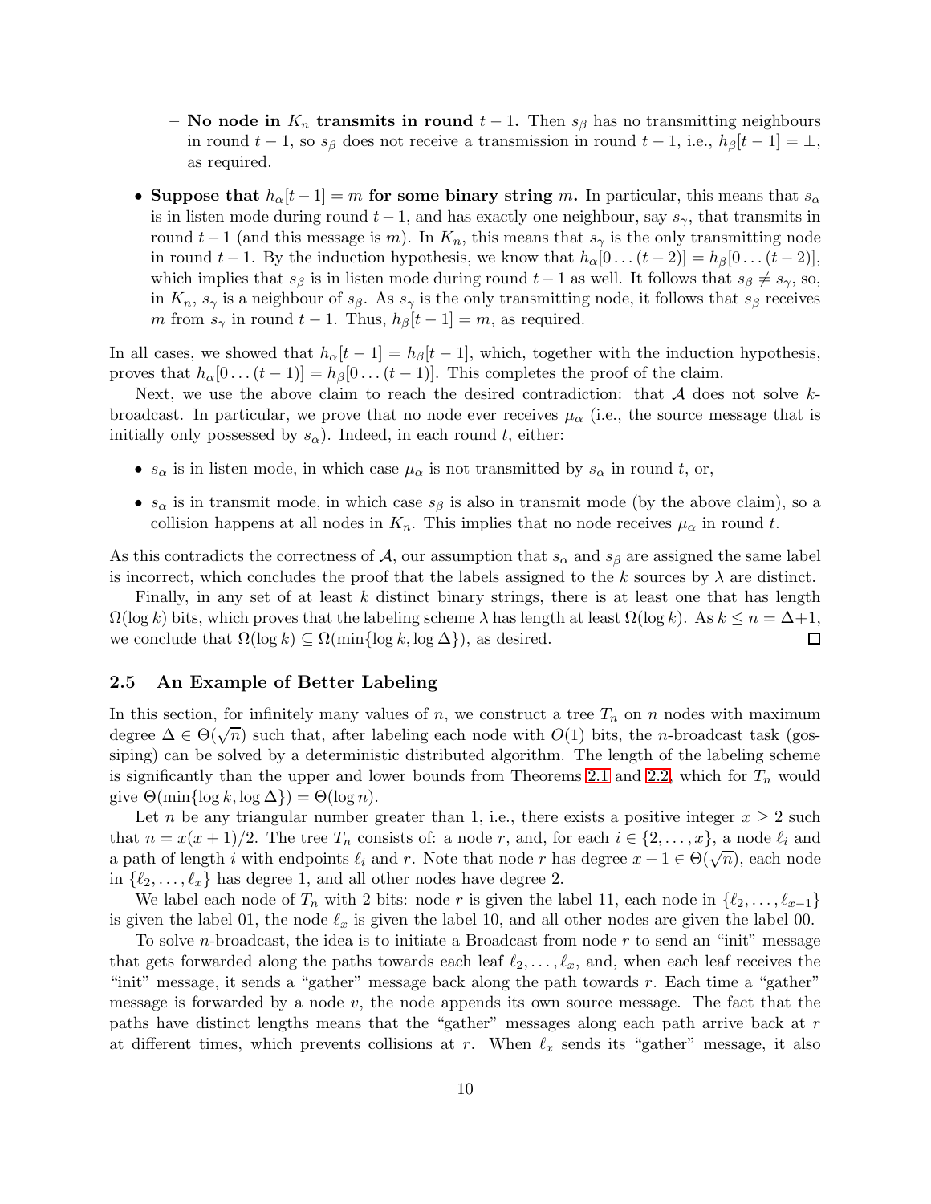- **No node in $K_n$ transmits in round $t-1$.** Then $s_\beta$ has no transmitting neighbours in round $t-1$, so $s_\beta$ does not receive a transmission in round $t-1$, i.e., $h_\beta[t-1] = \bot$, as required.

- **Suppose that $h_\alpha[t-1] = m$ for some binary string $m$.** In particular, this means that $s_\alpha$ is in listen mode during round $t-1$, and has exactly one neighbour, say $s_\gamma$, that transmits in round $t-1$ (and this message is $m$). In $K_n$, this means that $s_\gamma$ is the only transmitting node in round $t-1$. By the induction hypothesis, we know that $h_\alpha[0 \ldots (t-2)] = h_\beta[0 \ldots (t-2)]$, which implies that $s_\beta$ is in listen mode during round $t-1$ as well. It follows that $s_\beta \neq s_\gamma$, so, in $K_n$, $s_\gamma$ is a neighbour of $s_\beta$. As $s_\gamma$ is the only transmitting node, it follows that $s_\beta$ receives $m$ from $s_\gamma$ in round $t-1$. Thus, $h_\beta[t-1] = m$, as required.

In all cases, we showed that $h_\alpha[t-1] = h_\beta[t-1]$, which, together with the induction hypothesis, proves that $h_\alpha[0 \ldots (t-1)] = h_\beta[0 \ldots (t-1)]$. This completes the proof of the claim.

Next, we use the above claim to reach the desired contradiction: that $\mathcal{A}$ does not solve $k$-broadcast. In particular, we prove that no node ever receives $\mu_\alpha$ (i.e., the source message that is initially only possessed by $s_\alpha$). Indeed, in each round $t$, either:

- $s_\alpha$ is in listen mode, in which case $\mu_\alpha$ is not transmitted by $s_\alpha$ in round $t$, or,
- $s_\alpha$ is in transmit mode, in which case $s_\beta$ is also in transmit mode (by the above claim), so a collision happens at all nodes in $K_n$. This implies that no node receives $\mu_\alpha$ in round $t$.

As this contradicts the correctness of $\mathcal{A}$, our assumption that $s_\alpha$ and $s_\beta$ are assigned the same label is incorrect, which concludes the proof that the labels assigned to the $k$ sources by $\lambda$ are distinct.

Finally, in any set of at least $k$ distinct binary strings, there is at least one that has length $\Omega(\log k)$ bits, which proves that the labeling scheme $\lambda$ has length at least $\Omega(\log k)$. As $k \leq n = \Delta + 1$, we conclude that $\Omega(\log k) \subseteq \Omega(\min\{\log k, \log \Delta\})$, as desired. □

### 2.5 An Example of Better Labeling

In this section, for infinitely many values of $n$, we construct a tree $T_n$ on $n$ nodes with maximum degree $\Delta \in \Theta(\sqrt{n})$ such that, after labeling each node with $O(1)$ bits, the $n$-broadcast task (gossiping) can be solved by a deterministic distributed algorithm. The length of the labeling scheme is significantly than the upper and lower bounds from Theorems 2.1 and 2.2, which for $T_n$ would give $\Theta(\min\{\log k, \log \Delta\}) = \Theta(\log n)$.

Let $n$ be any triangular number greater than 1, i.e., there exists a positive integer $x \geq 2$ such that $n = x(x+1)/2$. The tree $T_n$ consists of: a node $r$, and, for each $i \in \{2, \ldots, x\}$, a node $\ell_i$ and a path of length $i$ with endpoints $\ell_i$ and $r$. Note that node $r$ has degree $x - 1 \in \Theta(\sqrt{n})$, each node in $\{\ell_2, \ldots, \ell_x\}$ has degree 1, and all other nodes have degree 2.

We label each node of $T_n$ with 2 bits: node $r$ is given the label 11, each node in $\{\ell_2, \ldots, \ell_{x-1}\}$ is given the label 01, the node $\ell_x$ is given the label 10, and all other nodes are given the label 00.

To solve $n$-broadcast, the idea is to initiate a Broadcast from node $r$ to send an "init" message that gets forwarded along the paths towards each leaf $\ell_2, \ldots, \ell_x$, and, when each leaf receives the "init" message, it sends a "gather" message back along the path towards $r$. Each time a "gather" message is forwarded by a node $v$, the node appends its own source message. The fact that the paths have distinct lengths means that the "gather" messages along each path arrive back at $r$ at different times, which prevents collisions at $r$. When $\ell_x$ sends its "gather" message, it also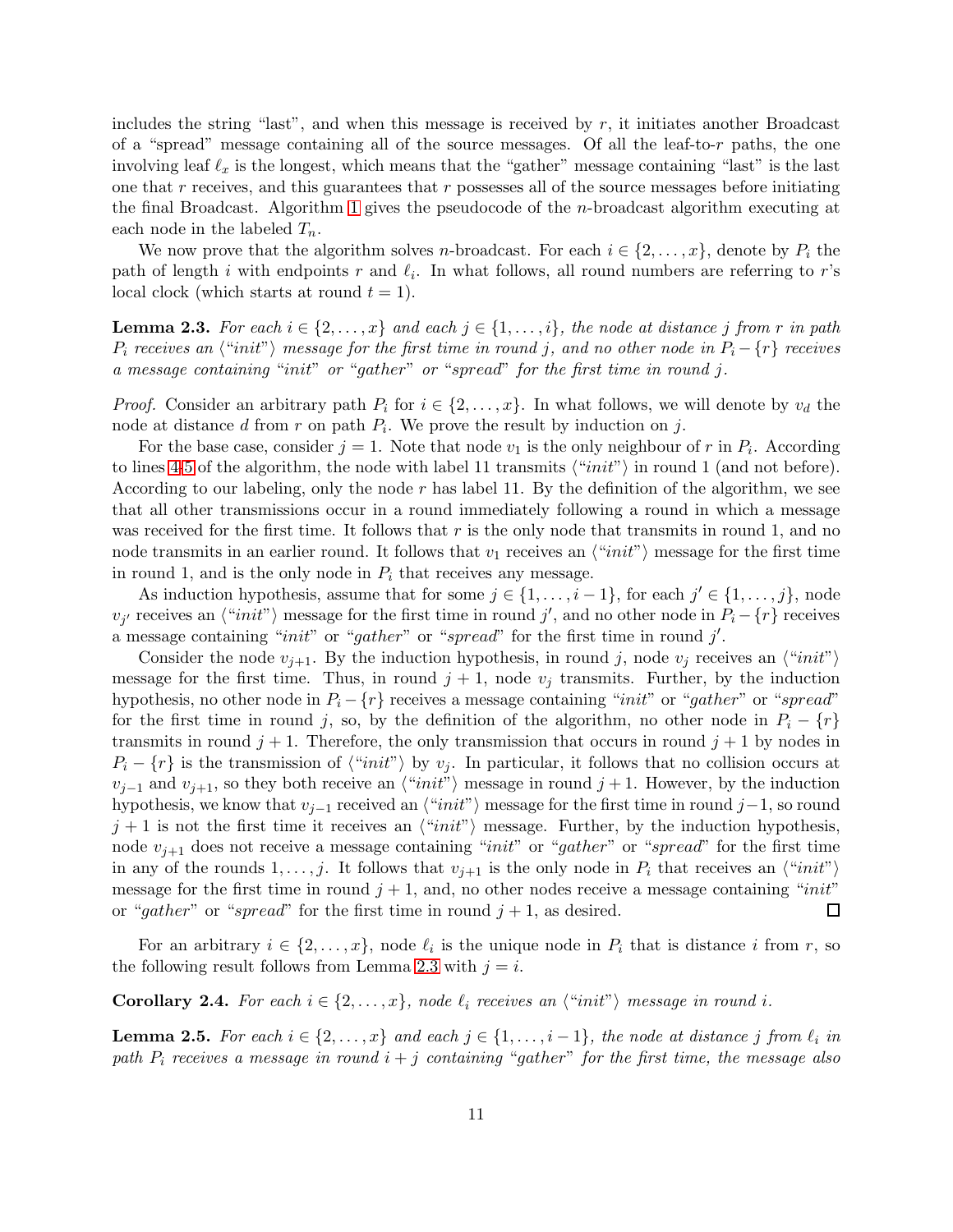includes the string "last", and when this message is received by $r$, it initiates another Broadcast of a "spread" message containing all of the source messages. Of all the leaf-to-$r$ paths, the one involving leaf $\ell_x$ is the longest, which means that the "gather" message containing "last" is the last one that $r$ receives, and this guarantees that $r$ possesses all of the source messages before initiating the final Broadcast. Algorithm 1 gives the pseudocode of the $n$-broadcast algorithm executing at each node in the labeled $T_n$.

We now prove that the algorithm solves $n$-broadcast. For each $i \in \{2, \ldots, x\}$, denote by $P_i$ the path of length $i$ with endpoints $r$ and $\ell_i$. In what follows, all round numbers are referring to $r$'s local clock (which starts at round $t = 1$).

**Lemma 2.3.** *For each $i \in \{2, \ldots, x\}$ and each $j \in \{1, \ldots, i\}$, the node at distance $j$ from $r$ in path $P_i$ receives an ⟨"init"⟩ message for the first time in round $j$, and no other node in $P_i - \{r\}$ receives a message containing "init" or "gather" or "spread" for the first time in round $j$.*

*Proof.* Consider an arbitrary path $P_i$ for $i \in \{2, \ldots, x\}$. In what follows, we will denote by $v_d$ the node at distance $d$ from $r$ on path $P_i$. We prove the result by induction on $j$.

For the base case, consider $j = 1$. Note that node $v_1$ is the only neighbour of $r$ in $P_i$. According to lines 4-5 of the algorithm, the node with label 11 transmits ⟨"*init*"⟩ in round 1 (and not before). According to our labeling, only the node $r$ has label 11. By the definition of the algorithm, we see that all other transmissions occur in a round immediately following a round in which a message was received for the first time. It follows that $r$ is the only node that transmits in round 1, and no node transmits in an earlier round. It follows that $v_1$ receives an ⟨"*init*"⟩ message for the first time in round 1, and is the only node in $P_i$ that receives any message.

As induction hypothesis, assume that for some $j \in \{1, \ldots, i-1\}$, for each $j' \in \{1, \ldots, j\}$, node $v_{j'}$ receives an ⟨"*init*"⟩ message for the first time in round $j'$, and no other node in $P_i - \{r\}$ receives a message containing "*init*" or "*gather*" or "*spread*" for the first time in round $j'$.

Consider the node $v_{j+1}$. By the induction hypothesis, in round $j$, node $v_j$ receives an ⟨"*init*"⟩ message for the first time. Thus, in round $j + 1$, node $v_j$ transmits. Further, by the induction hypothesis, no other node in $P_i - \{r\}$ receives a message containing "*init*" or "*gather*" or "*spread*" for the first time in round $j$, so, by the definition of the algorithm, no other node in $P_i - \{r\}$ transmits in round $j + 1$. Therefore, the only transmission that occurs in round $j + 1$ by nodes in $P_i - \{r\}$ is the transmission of ⟨"*init*"⟩ by $v_j$. In particular, it follows that no collision occurs at $v_{j-1}$ and $v_{j+1}$, so they both receive an ⟨"*init*"⟩ message in round $j + 1$. However, by the induction hypothesis, we know that $v_{j-1}$ received an ⟨"*init*"⟩ message for the first time in round $j-1$, so round $j + 1$ is not the first time it receives an ⟨"*init*"⟩ message. Further, by the induction hypothesis, node $v_{j+1}$ does not receive a message containing "*init*" or "*gather*" or "*spread*" for the first time in any of the rounds $1, \ldots, j$. It follows that $v_{j+1}$ is the only node in $P_i$ that receives an ⟨"*init*"⟩ message for the first time in round $j + 1$, and, no other nodes receive a message containing "*init*" or "*gather*" or "*spread*" for the first time in round $j + 1$, as desired. $\square$

For an arbitrary $i \in \{2, \ldots, x\}$, node $\ell_i$ is the unique node in $P_i$ that is distance $i$ from $r$, so the following result follows from Lemma 2.3 with $j = i$.

**Corollary 2.4.** *For each $i \in \{2, \ldots, x\}$, node $\ell_i$ receives an ⟨"init"⟩ message in round $i$.*

**Lemma 2.5.** *For each $i \in \{2, \ldots, x\}$ and each $j \in \{1, \ldots, i-1\}$, the node at distance $j$ from $\ell_i$ in path $P_i$ receives a message in round $i + j$ containing "gather" for the first time, the message also*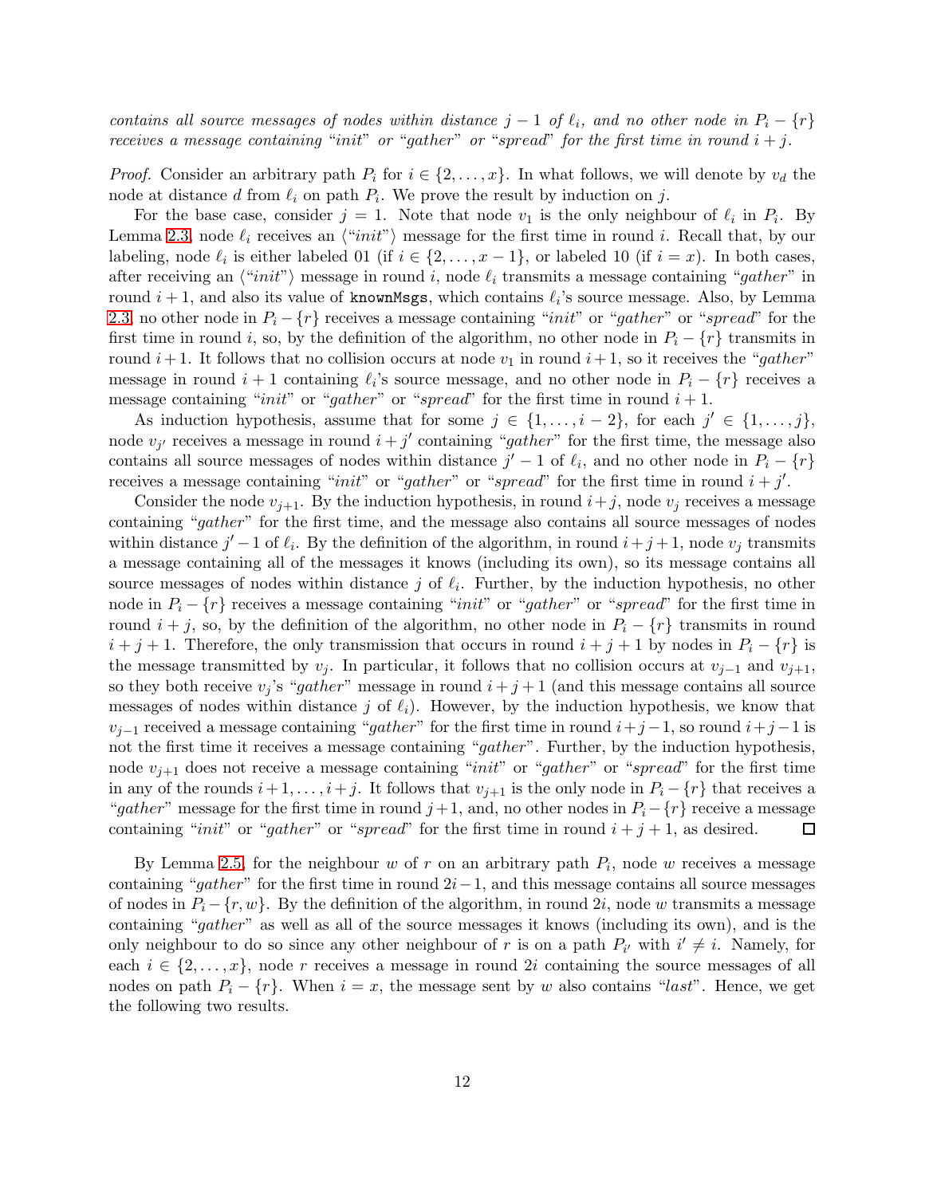*contains all source messages of nodes within distance $j-1$ of $\ell_i$, and no other node in $P_i - \{r\}$ receives a message containing "init" or "gather" or "spread" for the first time in round $i+j$.*

*Proof.* Consider an arbitrary path $P_i$ for $i \in \{2, \ldots, x\}$. In what follows, we will denote by $v_d$ the node at distance $d$ from $\ell_i$ on path $P_i$. We prove the result by induction on $j$.

For the base case, consider $j = 1$. Note that node $v_1$ is the only neighbour of $\ell_i$ in $P_i$. By Lemma 2.3, node $\ell_i$ receives an $\langle$"*init*"$\rangle$ message for the first time in round $i$. Recall that, by our labeling, node $\ell_i$ is either labeled 01 (if $i \in \{2, \ldots, x-1\}$, or labeled 10 (if $i = x$). In both cases, after receiving an $\langle$"*init*"$\rangle$ message in round $i$, node $\ell_i$ transmits a message containing "*gather*" in round $i+1$, and also its value of `knownMsgs`, which contains $\ell_i$'s source message. Also, by Lemma 2.3, no other node in $P_i - \{r\}$ receives a message containing "*init*" or "*gather*" or "*spread*" for the first time in round $i$, so, by the definition of the algorithm, no other node in $P_i - \{r\}$ transmits in round $i+1$. It follows that no collision occurs at node $v_1$ in round $i+1$, so it receives the "*gather*" message in round $i+1$ containing $\ell_i$'s source message, and no other node in $P_i - \{r\}$ receives a message containing "*init*" or "*gather*" or "*spread*" for the first time in round $i+1$.

As induction hypothesis, assume that for some $j \in \{1, \ldots, i-2\}$, for each $j' \in \{1, \ldots, j\}$, node $v_{j'}$ receives a message in round $i+j'$ containing "*gather*" for the first time, the message also contains all source messages of nodes within distance $j'-1$ of $\ell_i$, and no other node in $P_i - \{r\}$ receives a message containing "*init*" or "*gather*" or "*spread*" for the first time in round $i+j'$.

Consider the node $v_{j+1}$. By the induction hypothesis, in round $i+j$, node $v_j$ receives a message containing "*gather*" for the first time, and the message also contains all source messages of nodes within distance $j'-1$ of $\ell_i$. By the definition of the algorithm, in round $i+j+1$, node $v_j$ transmits a message containing all of the messages it knows (including its own), so its message contains all source messages of nodes within distance $j$ of $\ell_i$. Further, by the induction hypothesis, no other node in $P_i - \{r\}$ receives a message containing "*init*" or "*gather*" or "*spread*" for the first time in round $i+j$, so, by the definition of the algorithm, no other node in $P_i - \{r\}$ transmits in round $i+j+1$. Therefore, the only transmission that occurs in round $i+j+1$ by nodes in $P_i - \{r\}$ is the message transmitted by $v_j$. In particular, it follows that no collision occurs at $v_{j-1}$ and $v_{j+1}$, so they both receive $v_j$'s "*gather*" message in round $i+j+1$ (and this message contains all source messages of nodes within distance $j$ of $\ell_i$). However, by the induction hypothesis, we know that $v_{j-1}$ received a message containing "*gather*" for the first time in round $i+j-1$, so round $i+j-1$ is not the first time it receives a message containing "*gather*". Further, by the induction hypothesis, node $v_{j+1}$ does not receive a message containing "*init*" or "*gather*" or "*spread*" for the first time in any of the rounds $i+1, \ldots, i+j$. It follows that $v_{j+1}$ is the only node in $P_i - \{r\}$ that receives a "*gather*" message for the first time in round $j+1$, and, no other nodes in $P_i - \{r\}$ receive a message containing "*init*" or "*gather*" or "*spread*" for the first time in round $i+j+1$, as desired. $\square$

By Lemma 2.5, for the neighbour $w$ of $r$ on an arbitrary path $P_i$, node $w$ receives a message containing "*gather*" for the first time in round $2i-1$, and this message contains all source messages of nodes in $P_i - \{r, w\}$. By the definition of the algorithm, in round $2i$, node $w$ transmits a message containing "*gather*" as well as all of the source messages it knows (including its own), and is the only neighbour to do so since any other neighbour of $r$ is on a path $P_{i'}$ with $i' \neq i$. Namely, for each $i \in \{2, \ldots, x\}$, node $r$ receives a message in round $2i$ containing the source messages of all nodes on path $P_i - \{r\}$. When $i = x$, the message sent by $w$ also contains "*last*". Hence, we get the following two results.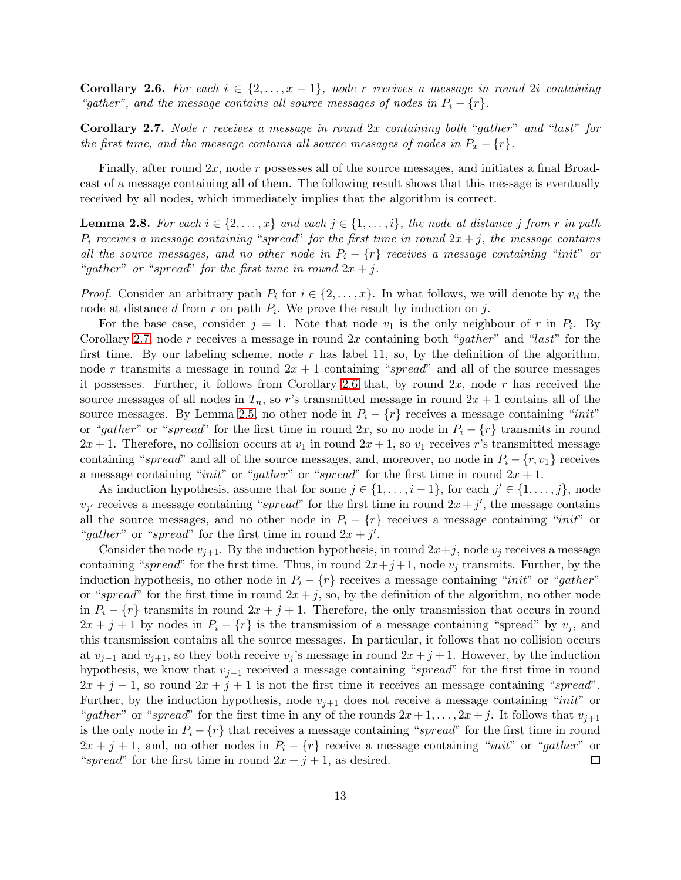**Corollary 2.6.** *For each $i \in \{2, \ldots, x-1\}$, node $r$ receives a message in round $2i$ containing "gather", and the message contains all source messages of nodes in $P_i - \{r\}$.*

**Corollary 2.7.** *Node $r$ receives a message in round $2x$ containing both "gather" and "last" for the first time, and the message contains all source messages of nodes in $P_x - \{r\}$.*

Finally, after round $2x$, node $r$ possesses all of the source messages, and initiates a final Broadcast of a message containing all of them. The following result shows that this message is eventually received by all nodes, which immediately implies that the algorithm is correct.

**Lemma 2.8.** *For each $i \in \{2, \ldots, x\}$ and each $j \in \{1, \ldots, i\}$, the node at distance $j$ from $r$ in path $P_i$ receives a message containing "spread" for the first time in round $2x + j$, the message contains all the source messages, and no other node in $P_i - \{r\}$ receives a message containing "init" or "gather" or "spread" for the first time in round $2x + j$.*

*Proof.* Consider an arbitrary path $P_i$ for $i \in \{2, \ldots, x\}$. In what follows, we will denote by $v_d$ the node at distance $d$ from $r$ on path $P_i$. We prove the result by induction on $j$.

For the base case, consider $j = 1$. Note that node $v_1$ is the only neighbour of $r$ in $P_i$. By Corollary 2.7, node $r$ receives a message in round $2x$ containing both "*gather*" and "*last*" for the first time. By our labeling scheme, node $r$ has label 11, so, by the definition of the algorithm, node $r$ transmits a message in round $2x + 1$ containing "*spread*" and all of the source messages it possesses. Further, it follows from Corollary 2.6 that, by round $2x$, node $r$ has received the source messages of all nodes in $T_n$, so $r$'s transmitted message in round $2x + 1$ contains all of the source messages. By Lemma 2.5, no other node in $P_i - \{r\}$ receives a message containing "*init*" or "*gather*" or "*spread*" for the first time in round $2x$, so no node in $P_i - \{r\}$ transmits in round $2x + 1$. Therefore, no collision occurs at $v_1$ in round $2x + 1$, so $v_1$ receives $r$'s transmitted message containing "*spread*" and all of the source messages, and, moreover, no node in $P_i - \{r, v_1\}$ receives a message containing "*init*" or "*gather*" or "*spread*" for the first time in round $2x + 1$.

As induction hypothesis, assume that for some $j \in \{1, \ldots, i-1\}$, for each $j' \in \{1, \ldots, j\}$, node $v_{j'}$ receives a message containing "*spread*" for the first time in round $2x + j'$, the message contains all the source messages, and no other node in $P_i - \{r\}$ receives a message containing "*init*" or "*gather*" or "*spread*" for the first time in round $2x + j'$.

Consider the node $v_{j+1}$. By the induction hypothesis, in round $2x+j$, node $v_j$ receives a message containing "*spread*" for the first time. Thus, in round $2x+j+1$, node $v_j$ transmits. Further, by the induction hypothesis, no other node in $P_i - \{r\}$ receives a message containing "*init*" or "*gather*" or "*spread*" for the first time in round $2x + j$, so, by the definition of the algorithm, no other node in $P_i - \{r\}$ transmits in round $2x + j + 1$. Therefore, the only transmission that occurs in round $2x + j + 1$ by nodes in $P_i - \{r\}$ is the transmission of a message containing "spread" by $v_j$, and this transmission contains all the source messages. In particular, it follows that no collision occurs at $v_{j-1}$ and $v_{j+1}$, so they both receive $v_j$'s message in round $2x + j + 1$. However, by the induction hypothesis, we know that $v_{j-1}$ received a message containing "*spread*" for the first time in round $2x + j - 1$, so round $2x + j + 1$ is not the first time it receives an message containing "*spread*". Further, by the induction hypothesis, node $v_{j+1}$ does not receive a message containing "*init*" or "*gather*" or "*spread*" for the first time in any of the rounds $2x + 1, \ldots, 2x + j$. It follows that $v_{j+1}$ is the only node in $P_i - \{r\}$ that receives a message containing "*spread*" for the first time in round $2x + j + 1$, and, no other nodes in $P_i - \{r\}$ receive a message containing "*init*" or "*gather*" or "*spread*" for the first time in round $2x + j + 1$, as desired. ◻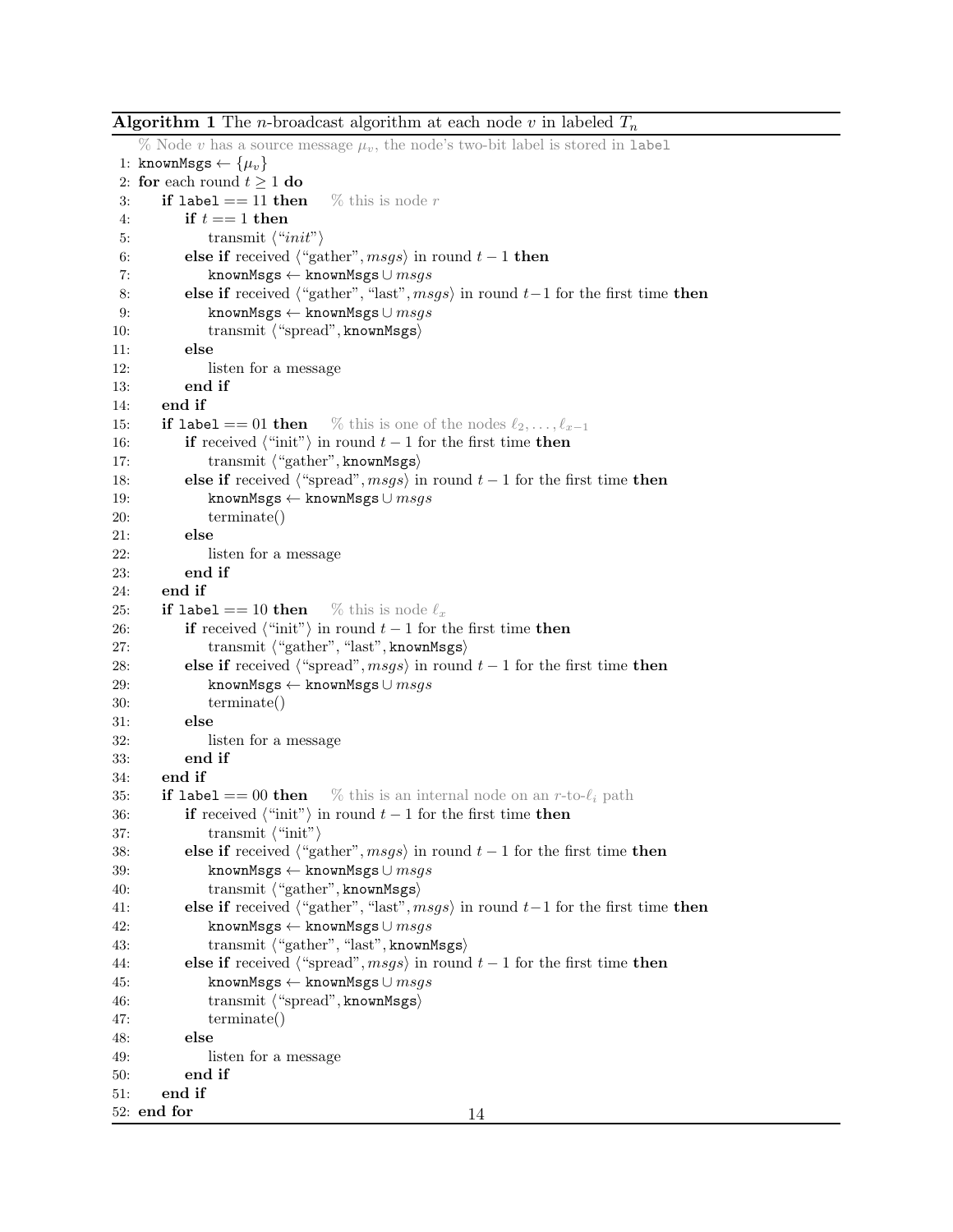**Algorithm 1** The $n$-broadcast algorithm at each node $v$ in labeled $T_n$

```
    % Node v has a source message μ_v, the node's two-bit label is stored in label
 1: knownMsgs ← {μ_v}
 2: for each round t ≥ 1 do
 3:     if label == 11 then    % this is node r
 4:         if t == 1 then
 5:             transmit ⟨"init"⟩
 6:         else if received ⟨"gather", msgs⟩ in round t − 1 then
 7:             knownMsgs ← knownMsgs ∪ msgs
 8:         else if received ⟨"gather", "last", msgs⟩ in round t−1 for the first time then
 9:             knownMsgs ← knownMsgs ∪ msgs
10:             transmit ⟨"spread", knownMsgs⟩
11:         else
12:             listen for a message
13:         end if
14:     end if
15:     if label == 01 then    % this is one of the nodes ℓ_2, ..., ℓ_{x−1}
16:         if received ⟨"init"⟩ in round t − 1 for the first time then
17:             transmit ⟨"gather", knownMsgs⟩
18:         else if received ⟨"spread", msgs⟩ in round t − 1 for the first time then
19:             knownMsgs ← knownMsgs ∪ msgs
20:             terminate()
21:         else
22:             listen for a message
23:         end if
24:     end if
25:     if label == 10 then    % this is node ℓ_x
26:         if received ⟨"init"⟩ in round t − 1 for the first time then
27:             transmit ⟨"gather", "last", knownMsgs⟩
28:         else if received ⟨"spread", msgs⟩ in round t − 1 for the first time then
29:             knownMsgs ← knownMsgs ∪ msgs
30:             terminate()
31:         else
32:             listen for a message
33:         end if
34:     end if
35:     if label == 00 then    % this is an internal node on an r-to-ℓ_i path
36:         if received ⟨"init"⟩ in round t − 1 for the first time then
37:             transmit ⟨"init"⟩
38:         else if received ⟨"gather", msgs⟩ in round t − 1 for the first time then
39:             knownMsgs ← knownMsgs ∪ msgs
40:             transmit ⟨"gather", knownMsgs⟩
41:         else if received ⟨"gather", "last", msgs⟩ in round t−1 for the first time then
42:             knownMsgs ← knownMsgs ∪ msgs
43:             transmit ⟨"gather", "last", knownMsgs⟩
44:         else if received ⟨"spread", msgs⟩ in round t − 1 for the first time then
45:             knownMsgs ← knownMsgs ∪ msgs
46:             transmit ⟨"spread", knownMsgs⟩
47:             terminate()
48:         else
49:             listen for a message
50:         end if
51:     end if
52: end for
```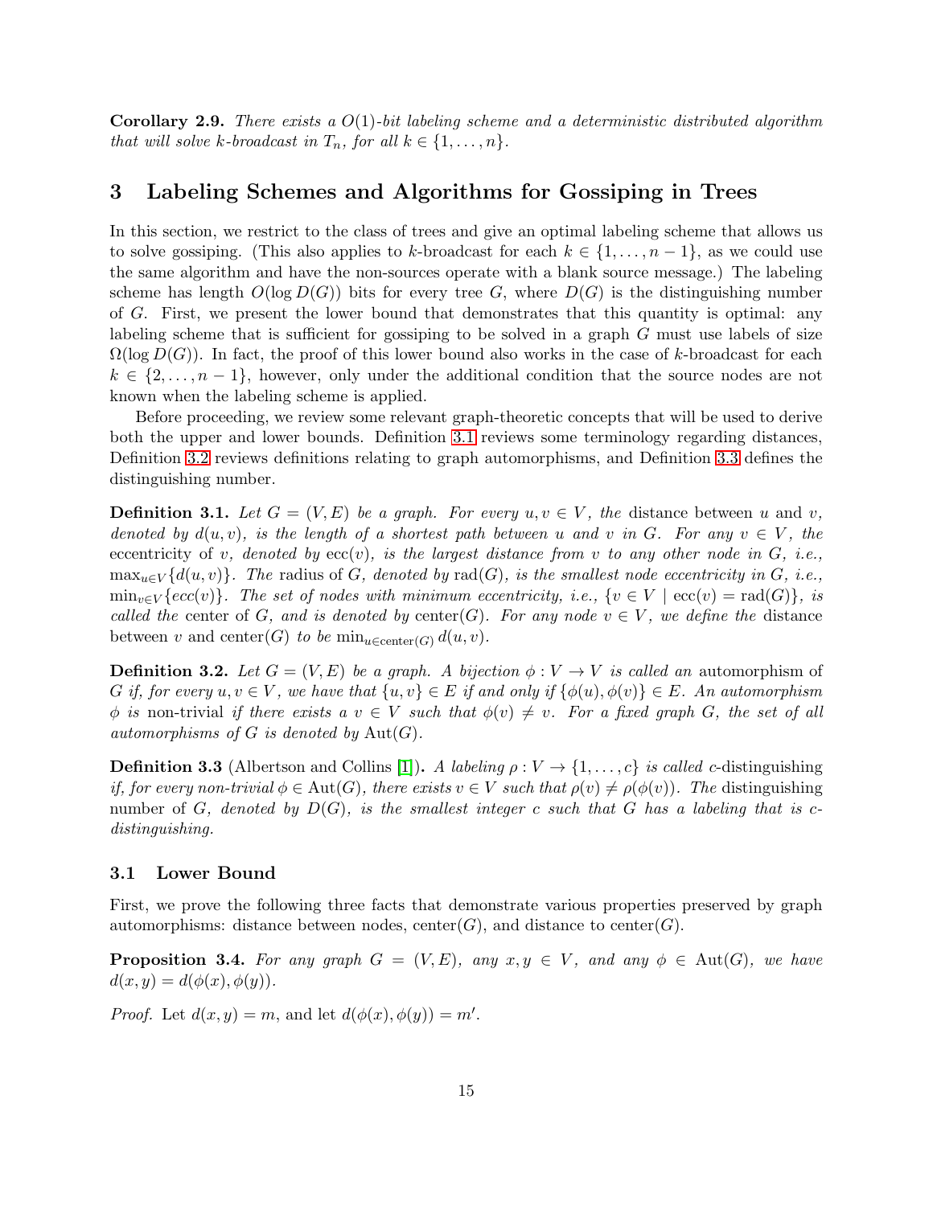**Corollary 2.9.** *There exists a $O(1)$-bit labeling scheme and a deterministic distributed algorithm that will solve $k$-broadcast in $T_n$, for all $k \in \{1, \ldots, n\}$.*

# 3 Labeling Schemes and Algorithms for Gossiping in Trees

In this section, we restrict to the class of trees and give an optimal labeling scheme that allows us to solve gossiping. (This also applies to $k$-broadcast for each $k \in \{1, \ldots, n-1\}$, as we could use the same algorithm and have the non-sources operate with a blank source message.) The labeling scheme has length $O(\log D(G))$ bits for every tree $G$, where $D(G)$ is the distinguishing number of $G$. First, we present the lower bound that demonstrates that this quantity is optimal: any labeling scheme that is sufficient for gossiping to be solved in a graph $G$ must use labels of size $\Omega(\log D(G))$. In fact, the proof of this lower bound also works in the case of $k$-broadcast for each $k \in \{2, \ldots, n-1\}$, however, only under the additional condition that the source nodes are not known when the labeling scheme is applied.

Before proceeding, we review some relevant graph-theoretic concepts that will be used to derive both the upper and lower bounds. Definition 3.1 reviews some terminology regarding distances, Definition 3.2 reviews definitions relating to graph automorphisms, and Definition 3.3 defines the distinguishing number.

**Definition 3.1.** *Let $G = (V, E)$ be a graph. For every $u, v \in V$, the* distance between $u$ and $v$, *denoted by $d(u, v)$, is the length of a shortest path between $u$ and $v$ in $G$. For any $v \in V$, the* eccentricity of $v$, *denoted by $\text{ecc}(v)$, is the largest distance from $v$ to any other node in $G$, i.e., $\max_{u \in V}\{d(u, v)\}$. The* radius of $G$, *denoted by $\text{rad}(G)$, is the smallest node eccentricity in $G$, i.e., $\min_{v \in V}\{ecc(v)\}$. The set of nodes with minimum eccentricity, i.e., $\{v \in V \mid \text{ecc}(v) = \text{rad}(G)\}$, is called the* center of $G$, *and is denoted by $\text{center}(G)$. For any node $v \in V$, we define the* distance between $v$ and $\text{center}(G)$ *to be $\min_{u \in \text{center}(G)} d(u, v)$.*

**Definition 3.2.** *Let $G = (V, E)$ be a graph. A bijection $\phi : V \to V$ is called an* automorphism of $G$ *if, for every $u, v \in V$, we have that $\{u, v\} \in E$ if and only if $\{\phi(u), \phi(v)\} \in E$. An automorphism $\phi$ is* non-trivial *if there exists a $v \in V$ such that $\phi(v) \neq v$. For a fixed graph $G$, the set of all automorphisms of $G$ is denoted by $\text{Aut}(G)$.*

**Definition 3.3** (Albertson and Collins [1])**.** *A labeling $\rho : V \to \{1, \ldots, c\}$ is called $c$-distinguishing if, for every non-trivial $\phi \in \text{Aut}(G)$, there exists $v \in V$ such that $\rho(v) \neq \rho(\phi(v))$. The* distinguishing number of $G$, *denoted by $D(G)$, is the smallest integer $c$ such that $G$ has a labeling that is $c$-distinguishing.*

## 3.1 Lower Bound

First, we prove the following three facts that demonstrate various properties preserved by graph automorphisms: distance between nodes, $\text{center}(G)$, and distance to $\text{center}(G)$.

**Proposition 3.4.** *For any graph $G = (V, E)$, any $x, y \in V$, and any $\phi \in \text{Aut}(G)$, we have $d(x, y) = d(\phi(x), \phi(y))$.*

*Proof.* Let $d(x, y) = m$, and let $d(\phi(x), \phi(y)) = m'$.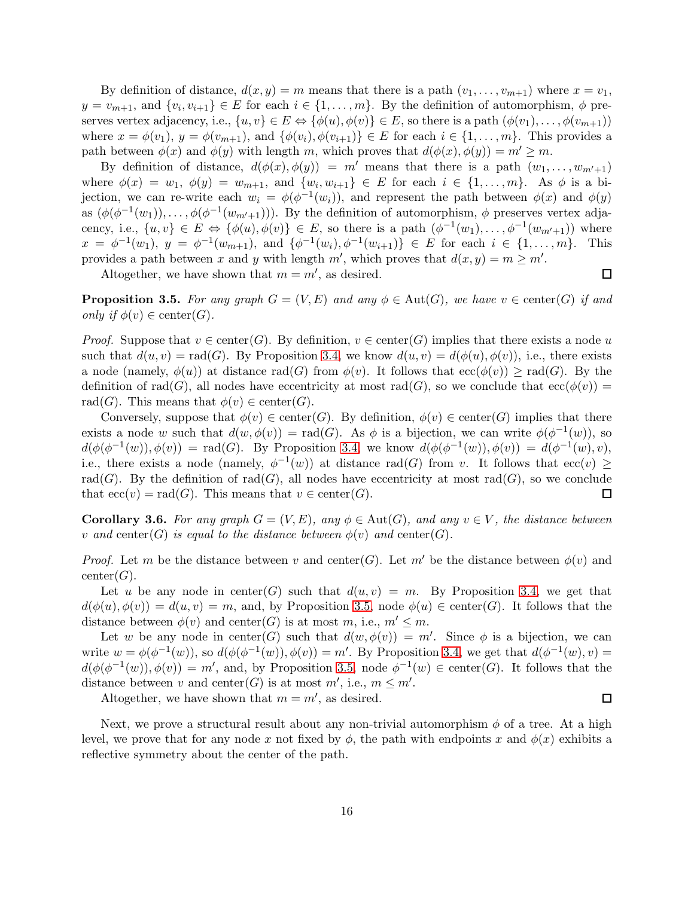By definition of distance, $d(x, y) = m$ means that there is a path $(v_1, \ldots, v_{m+1})$ where $x = v_1$, $y = v_{m+1}$, and $\{v_i, v_{i+1}\} \in E$ for each $i \in \{1, \ldots, m\}$. By the definition of automorphism, $\phi$ preserves vertex adjacency, i.e., $\{u, v\} \in E \Leftrightarrow \{\phi(u), \phi(v)\} \in E$, so there is a path $(\phi(v_1), \ldots, \phi(v_{m+1}))$ where $x = \phi(v_1)$, $y = \phi(v_{m+1})$, and $\{\phi(v_i), \phi(v_{i+1})\} \in E$ for each $i \in \{1, \ldots, m\}$. This provides a path between $\phi(x)$ and $\phi(y)$ with length $m$, which proves that $d(\phi(x), \phi(y)) = m' \geq m$.

By definition of distance, $d(\phi(x), \phi(y)) = m'$ means that there is a path $(w_1, \ldots, w_{m'+1})$ where $\phi(x) = w_1$, $\phi(y) = w_{m+1}$, and $\{w_i, w_{i+1}\} \in E$ for each $i \in \{1, \ldots, m\}$. As $\phi$ is a bijection, we can re-write each $w_i = \phi(\phi^{-1}(w_i))$, and represent the path between $\phi(x)$ and $\phi(y)$ as $(\phi(\phi^{-1}(w_1)), \ldots, \phi(\phi^{-1}(w_{m'+1})))$. By the definition of automorphism, $\phi$ preserves vertex adjacency, i.e., $\{u, v\} \in E \Leftrightarrow \{\phi(u), \phi(v)\} \in E$, so there is a path $(\phi^{-1}(w_1), \ldots, \phi^{-1}(w_{m'+1}))$ where $x = \phi^{-1}(w_1)$, $y = \phi^{-1}(w_{m+1})$, and $\{\phi^{-1}(w_i), \phi^{-1}(w_{i+1})\} \in E$ for each $i \in \{1, \ldots, m\}$. This provides a path between $x$ and $y$ with length $m'$, which proves that $d(x, y) = m \geq m'$.

Altogether, we have shown that $m = m'$, as desired. □

**Proposition 3.5.** *For any graph $G = (V, E)$ and any $\phi \in \mathrm{Aut}(G)$, we have $v \in \mathrm{center}(G)$ if and only if $\phi(v) \in \mathrm{center}(G)$.*

*Proof.* Suppose that $v \in \mathrm{center}(G)$. By definition, $v \in \mathrm{center}(G)$ implies that there exists a node $u$ such that $d(u, v) = \mathrm{rad}(G)$. By Proposition 3.4, we know $d(u, v) = d(\phi(u), \phi(v))$, i.e., there exists a node (namely, $\phi(u)$) at distance $\mathrm{rad}(G)$ from $\phi(v)$. It follows that $\mathrm{ecc}(\phi(v)) \geq \mathrm{rad}(G)$. By the definition of $\mathrm{rad}(G)$, all nodes have eccentricity at most $\mathrm{rad}(G)$, so we conclude that $\mathrm{ecc}(\phi(v)) = \mathrm{rad}(G)$. This means that $\phi(v) \in \mathrm{center}(G)$.

Conversely, suppose that $\phi(v) \in \mathrm{center}(G)$. By definition, $\phi(v) \in \mathrm{center}(G)$ implies that there exists a node $w$ such that $d(w, \phi(v)) = \mathrm{rad}(G)$. As $\phi$ is a bijection, we can write $\phi(\phi^{-1}(w))$, so $d(\phi(\phi^{-1}(w)), \phi(v)) = \mathrm{rad}(G)$. By Proposition 3.4, we know $d(\phi(\phi^{-1}(w)), \phi(v)) = d(\phi^{-1}(w), v)$, i.e., there exists a node (namely, $\phi^{-1}(w)$) at distance $\mathrm{rad}(G)$ from $v$. It follows that $\mathrm{ecc}(v) \geq \mathrm{rad}(G)$. By the definition of $\mathrm{rad}(G)$, all nodes have eccentricity at most $\mathrm{rad}(G)$, so we conclude that $\mathrm{ecc}(v) = \mathrm{rad}(G)$. This means that $v \in \mathrm{center}(G)$. □

**Corollary 3.6.** *For any graph $G = (V, E)$, any $\phi \in \mathrm{Aut}(G)$, and any $v \in V$, the distance between $v$ and $\mathrm{center}(G)$ is equal to the distance between $\phi(v)$ and $\mathrm{center}(G)$.*

*Proof.* Let $m$ be the distance between $v$ and $\mathrm{center}(G)$. Let $m'$ be the distance between $\phi(v)$ and $\mathrm{center}(G)$.

Let $u$ be any node in $\mathrm{center}(G)$ such that $d(u, v) = m$. By Proposition 3.4, we get that $d(\phi(u), \phi(v)) = d(u, v) = m$, and, by Proposition 3.5, node $\phi(u) \in \mathrm{center}(G)$. It follows that the distance between $\phi(v)$ and $\mathrm{center}(G)$ is at most $m$, i.e., $m' \leq m$.

Let $w$ be any node in $\mathrm{center}(G)$ such that $d(w, \phi(v)) = m'$. Since $\phi$ is a bijection, we can write $w = \phi(\phi^{-1}(w))$, so $d(\phi(\phi^{-1}(w)), \phi(v)) = m'$. By Proposition 3.4, we get that $d(\phi^{-1}(w), v) = d(\phi(\phi^{-1}(w)), \phi(v)) = m'$, and, by Proposition 3.5, node $\phi^{-1}(w) \in \mathrm{center}(G)$. It follows that the distance between $v$ and $\mathrm{center}(G)$ is at most $m'$, i.e., $m \leq m'$.

Altogether, we have shown that $m = m'$, as desired. □

Next, we prove a structural result about any non-trivial automorphism $\phi$ of a tree. At a high level, we prove that for any node $x$ not fixed by $\phi$, the path with endpoints $x$ and $\phi(x)$ exhibits a reflective symmetry about the center of the path.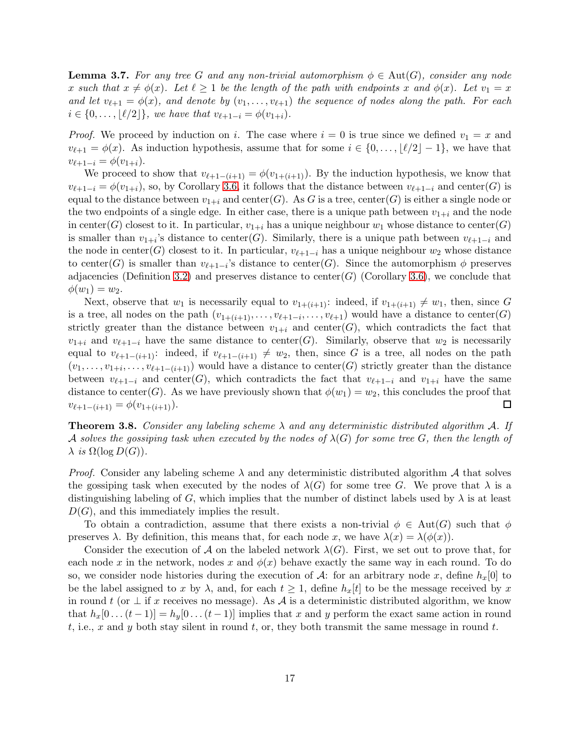**Lemma 3.7.** *For any tree $G$ and any non-trivial automorphism $\phi \in \mathrm{Aut}(G)$, consider any node $x$ such that $x \neq \phi(x)$. Let $\ell \geq 1$ be the length of the path with endpoints $x$ and $\phi(x)$. Let $v_1 = x$ and let $v_{\ell+1} = \phi(x)$, and denote by $(v_1, \ldots, v_{\ell+1})$ the sequence of nodes along the path. For each $i \in \{0, \ldots, \lfloor \ell/2 \rfloor\}$, we have that $v_{\ell+1-i} = \phi(v_{1+i})$.*

*Proof.* We proceed by induction on $i$. The case where $i = 0$ is true since we defined $v_1 = x$ and $v_{\ell+1} = \phi(x)$. As induction hypothesis, assume that for some $i \in \{0, \ldots, \lfloor \ell/2 \rfloor - 1\}$, we have that $v_{\ell+1-i} = \phi(v_{1+i})$.

We proceed to show that $v_{\ell+1-(i+1)} = \phi(v_{1+(i+1)})$. By the induction hypothesis, we know that $v_{\ell+1-i} = \phi(v_{1+i})$, so, by Corollary 3.6, it follows that the distance between $v_{\ell+1-i}$ and $\mathrm{center}(G)$ is equal to the distance between $v_{1+i}$ and $\mathrm{center}(G)$. As $G$ is a tree, $\mathrm{center}(G)$ is either a single node or the two endpoints of a single edge. In either case, there is a unique path between $v_{1+i}$ and the node in $\mathrm{center}(G)$ closest to it. In particular, $v_{1+i}$ has a unique neighbour $w_1$ whose distance to $\mathrm{center}(G)$ is smaller than $v_{1+i}$'s distance to $\mathrm{center}(G)$. Similarly, there is a unique path between $v_{\ell+1-i}$ and the node in $\mathrm{center}(G)$ closest to it. In particular, $v_{\ell+1-i}$ has a unique neighbour $w_2$ whose distance to $\mathrm{center}(G)$ is smaller than $v_{\ell+1-i}$'s distance to $\mathrm{center}(G)$. Since the automorphism $\phi$ preserves adjacencies (Definition 3.2) and preserves distance to $\mathrm{center}(G)$ (Corollary 3.6), we conclude that $\phi(w_1) = w_2$.

Next, observe that $w_1$ is necessarily equal to $v_{1+(i+1)}$: indeed, if $v_{1+(i+1)} \neq w_1$, then, since $G$ is a tree, all nodes on the path $(v_{1+(i+1)}, \ldots, v_{\ell+1-i}, \ldots, v_{\ell+1})$ would have a distance to $\mathrm{center}(G)$ strictly greater than the distance between $v_{1+i}$ and $\mathrm{center}(G)$, which contradicts the fact that $v_{1+i}$ and $v_{\ell+1-i}$ have the same distance to $\mathrm{center}(G)$. Similarly, observe that $w_2$ is necessarily equal to $v_{\ell+1-(i+1)}$: indeed, if $v_{\ell+1-(i+1)} \neq w_2$, then, since $G$ is a tree, all nodes on the path $(v_1, \ldots, v_{1+i}, \ldots, v_{\ell+1-(i+1)})$ would have a distance to $\mathrm{center}(G)$ strictly greater than the distance between $v_{\ell+1-i}$ and $\mathrm{center}(G)$, which contradicts the fact that $v_{\ell+1-i}$ and $v_{1+i}$ have the same distance to $\mathrm{center}(G)$. As we have previously shown that $\phi(w_1) = w_2$, this concludes the proof that $v_{\ell+1-(i+1)} = \phi(v_{1+(i+1)})$. $\square$

**Theorem 3.8.** *Consider any labeling scheme $\lambda$ and any deterministic distributed algorithm $\mathcal{A}$. If $\mathcal{A}$ solves the gossiping task when executed by the nodes of $\lambda(G)$ for some tree $G$, then the length of $\lambda$ is $\Omega(\log D(G))$.*

*Proof.* Consider any labeling scheme $\lambda$ and any deterministic distributed algorithm $\mathcal{A}$ that solves the gossiping task when executed by the nodes of $\lambda(G)$ for some tree $G$. We prove that $\lambda$ is a distinguishing labeling of $G$, which implies that the number of distinct labels used by $\lambda$ is at least $D(G)$, and this immediately implies the result.

To obtain a contradiction, assume that there exists a non-trivial $\phi \in \mathrm{Aut}(G)$ such that $\phi$ preserves $\lambda$. By definition, this means that, for each node $x$, we have $\lambda(x) = \lambda(\phi(x))$.

Consider the execution of $\mathcal{A}$ on the labeled network $\lambda(G)$. First, we set out to prove that, for each node $x$ in the network, nodes $x$ and $\phi(x)$ behave exactly the same way in each round. To do so, we consider node histories during the execution of $\mathcal{A}$: for an arbitrary node $x$, define $h_x[0]$ to be the label assigned to $x$ by $\lambda$, and, for each $t \geq 1$, define $h_x[t]$ to be the message received by $x$ in round $t$ (or $\perp$ if $x$ receives no message). As $\mathcal{A}$ is a deterministic distributed algorithm, we know that $h_x[0 \ldots (t-1)] = h_y[0 \ldots (t-1)]$ implies that $x$ and $y$ perform the exact same action in round $t$, i.e., $x$ and $y$ both stay silent in round $t$, or, they both transmit the same message in round $t$.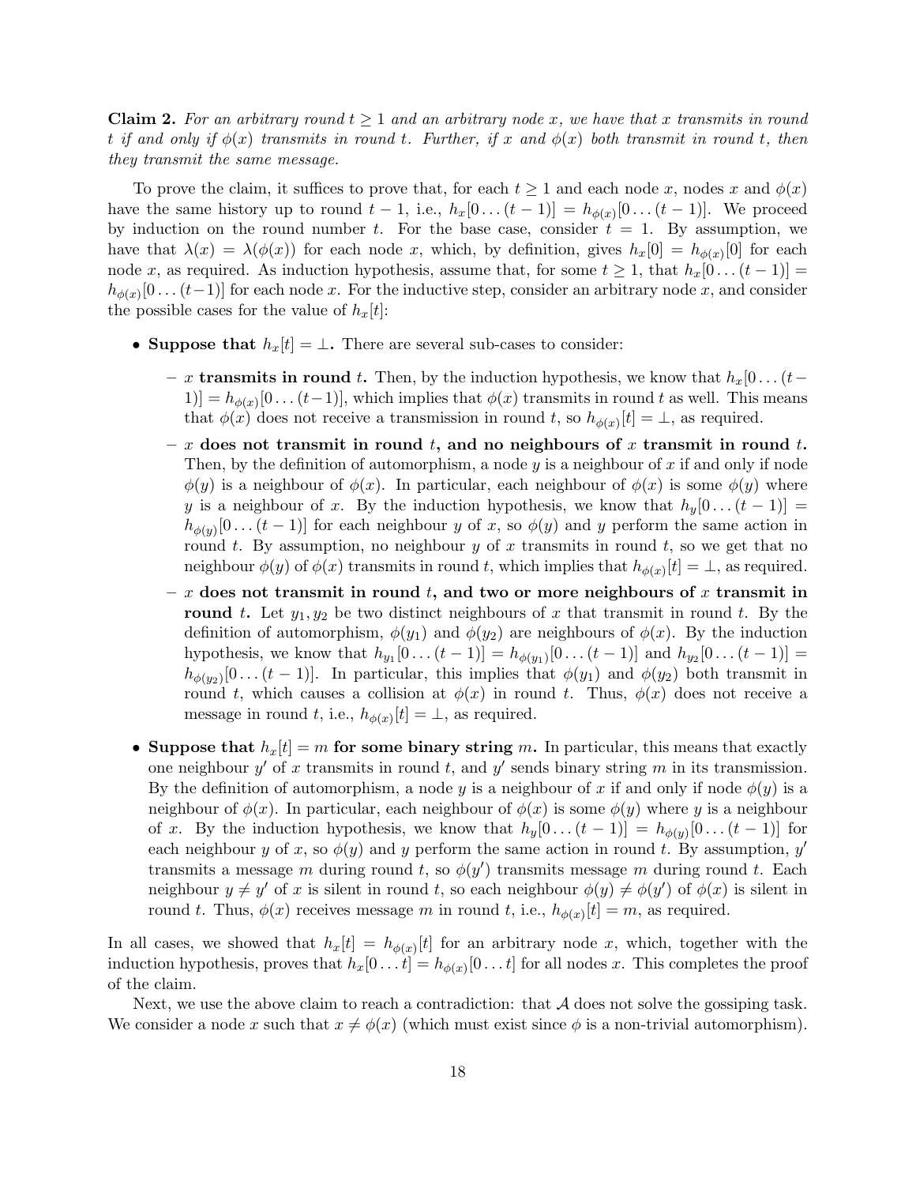**Claim 2.** *For an arbitrary round $t \geq 1$ and an arbitrary node $x$, we have that $x$ transmits in round $t$ if and only if $\phi(x)$ transmits in round $t$. Further, if $x$ and $\phi(x)$ both transmit in round $t$, then they transmit the same message.*

To prove the claim, it suffices to prove that, for each $t \geq 1$ and each node $x$, nodes $x$ and $\phi(x)$ have the same history up to round $t-1$, i.e., $h_x[0 \ldots (t-1)] = h_{\phi(x)}[0 \ldots (t-1)]$. We proceed by induction on the round number $t$. For the base case, consider $t = 1$. By assumption, we have that $\lambda(x) = \lambda(\phi(x))$ for each node $x$, which, by definition, gives $h_x[0] = h_{\phi(x)}[0]$ for each node $x$, as required. As induction hypothesis, assume that, for some $t \geq 1$, that $h_x[0 \ldots (t-1)] = h_{\phi(x)}[0 \ldots (t-1)]$ for each node $x$. For the inductive step, consider an arbitrary node $x$, and consider the possible cases for the value of $h_x[t]$:

- **Suppose that $h_x[t] = \perp$.** There are several sub-cases to consider:
  - **$x$ transmits in round $t$.** Then, by the induction hypothesis, we know that $h_x[0 \ldots (t-1)] = h_{\phi(x)}[0 \ldots (t-1)]$, which implies that $\phi(x)$ transmits in round $t$ as well. This means that $\phi(x)$ does not receive a transmission in round $t$, so $h_{\phi(x)}[t] = \perp$, as required.
  - **$x$ does not transmit in round $t$, and no neighbours of $x$ transmit in round $t$.** Then, by the definition of automorphism, a node $y$ is a neighbour of $x$ if and only if node $\phi(y)$ is a neighbour of $\phi(x)$. In particular, each neighbour of $\phi(x)$ is some $\phi(y)$ where $y$ is a neighbour of $x$. By the induction hypothesis, we know that $h_y[0 \ldots (t-1)] = h_{\phi(y)}[0 \ldots (t-1)]$ for each neighbour $y$ of $x$, so $\phi(y)$ and $y$ perform the same action in round $t$. By assumption, no neighbour $y$ of $x$ transmits in round $t$, so we get that no neighbour $\phi(y)$ of $\phi(x)$ transmits in round $t$, which implies that $h_{\phi(x)}[t] = \perp$, as required.
  - **$x$ does not transmit in round $t$, and two or more neighbours of $x$ transmit in round $t$.** Let $y_1, y_2$ be two distinct neighbours of $x$ that transmit in round $t$. By the definition of automorphism, $\phi(y_1)$ and $\phi(y_2)$ are neighbours of $\phi(x)$. By the induction hypothesis, we know that $h_{y_1}[0 \ldots (t-1)] = h_{\phi(y_1)}[0 \ldots (t-1)]$ and $h_{y_2}[0 \ldots (t-1)] = h_{\phi(y_2)}[0 \ldots (t-1)]$. In particular, this implies that $\phi(y_1)$ and $\phi(y_2)$ both transmit in round $t$, which causes a collision at $\phi(x)$ in round $t$. Thus, $\phi(x)$ does not receive a message in round $t$, i.e., $h_{\phi(x)}[t] = \perp$, as required.
- **Suppose that $h_x[t] = m$ for some binary string $m$.** In particular, this means that exactly one neighbour $y'$ of $x$ transmits in round $t$, and $y'$ sends binary string $m$ in its transmission. By the definition of automorphism, a node $y$ is a neighbour of $x$ if and only if node $\phi(y)$ is a neighbour of $\phi(x)$. In particular, each neighbour of $\phi(x)$ is some $\phi(y)$ where $y$ is a neighbour of $x$. By the induction hypothesis, we know that $h_y[0 \ldots (t-1)] = h_{\phi(y)}[0 \ldots (t-1)]$ for each neighbour $y$ of $x$, so $\phi(y)$ and $y$ perform the same action in round $t$. By assumption, $y'$ transmits a message $m$ during round $t$, so $\phi(y')$ transmits message $m$ during round $t$. Each neighbour $y \neq y'$ of $x$ is silent in round $t$, so each neighbour $\phi(y) \neq \phi(y')$ of $\phi(x)$ is silent in round $t$. Thus, $\phi(x)$ receives message $m$ in round $t$, i.e., $h_{\phi(x)}[t] = m$, as required.

In all cases, we showed that $h_x[t] = h_{\phi(x)}[t]$ for an arbitrary node $x$, which, together with the induction hypothesis, proves that $h_x[0 \ldots t] = h_{\phi(x)}[0 \ldots t]$ for all nodes $x$. This completes the proof of the claim.

Next, we use the above claim to reach a contradiction: that $\mathcal{A}$ does not solve the gossiping task. We consider a node $x$ such that $x \neq \phi(x)$ (which must exist since $\phi$ is a non-trivial automorphism).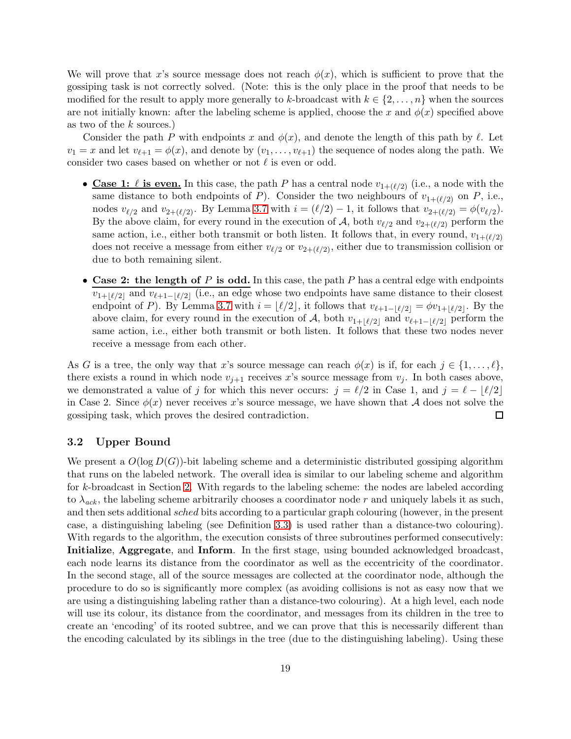We will prove that $x$'s source message does not reach $\phi(x)$, which is sufficient to prove that the gossiping task is not correctly solved. (Note: this is the only place in the proof that needs to be modified for the result to apply more generally to $k$-broadcast with $k \in \{2, \ldots, n\}$ when the sources are not initially known: after the labeling scheme is applied, choose the $x$ and $\phi(x)$ specified above as two of the $k$ sources.)

Consider the path $P$ with endpoints $x$ and $\phi(x)$, and denote the length of this path by $\ell$. Let $v_1 = x$ and let $v_{\ell+1} = \phi(x)$, and denote by $(v_1, \ldots, v_{\ell+1})$ the sequence of nodes along the path. We consider two cases based on whether or not $\ell$ is even or odd.

- **Case 1: $\ell$ is even.** In this case, the path $P$ has a central node $v_{1+(\ell/2)}$ (i.e., a node with the same distance to both endpoints of $P$). Consider the two neighbours of $v_{1+(\ell/2)}$ on $P$, i.e., nodes $v_{\ell/2}$ and $v_{2+(\ell/2)}$. By Lemma 3.7 with $i = (\ell/2) - 1$, it follows that $v_{2+(\ell/2)} = \phi(v_{\ell/2})$. By the above claim, for every round in the execution of $\mathcal{A}$, both $v_{\ell/2}$ and $v_{2+(\ell/2)}$ perform the same action, i.e., either both transmit or both listen. It follows that, in every round, $v_{1+(\ell/2)}$ does not receive a message from either $v_{\ell/2}$ or $v_{2+(\ell/2)}$, either due to transmission collision or due to both remaining silent.

- **Case 2: the length of $P$ is odd.** In this case, the path $P$ has a central edge with endpoints $v_{1+\lfloor \ell/2 \rfloor}$ and $v_{\ell+1-\lfloor \ell/2 \rfloor}$ (i.e., an edge whose two endpoints have same distance to their closest endpoint of $P$). By Lemma 3.7 with $i = \lfloor \ell/2 \rfloor$, it follows that $v_{\ell+1-\lfloor \ell/2 \rfloor} = \phi v_{1+\lfloor \ell/2 \rfloor}$. By the above claim, for every round in the execution of $\mathcal{A}$, both $v_{1+\lfloor \ell/2 \rfloor}$ and $v_{\ell+1-\lfloor \ell/2 \rfloor}$ perform the same action, i.e., either both transmit or both listen. It follows that these two nodes never receive a message from each other.

As $G$ is a tree, the only way that $x$'s source message can reach $\phi(x)$ is if, for each $j \in \{1, \ldots, \ell\}$, there exists a round in which node $v_{j+1}$ receives $x$'s source message from $v_j$. In both cases above, we demonstrated a value of $j$ for which this never occurs: $j = \ell/2$ in Case 1, and $j = \ell - \lfloor \ell/2 \rfloor$ in Case 2. Since $\phi(x)$ never receives $x$'s source message, we have shown that $\mathcal{A}$ does not solve the gossiping task, which proves the desired contradiction. ☐

### 3.2 Upper Bound

We present a $O(\log D(G))$-bit labeling scheme and a deterministic distributed gossiping algorithm that runs on the labeled network. The overall idea is similar to our labeling scheme and algorithm for $k$-broadcast in Section 2. With regards to the labeling scheme: the nodes are labeled according to $\lambda_{ack}$, the labeling scheme arbitrarily chooses a coordinator node $r$ and uniquely labels it as such, and then sets additional *sched* bits according to a particular graph colouring (however, in the present case, a distinguishing labeling (see Definition 3.3) is used rather than a distance-two colouring). With regards to the algorithm, the execution consists of three subroutines performed consecutively: **Initialize**, **Aggregate**, and **Inform**. In the first stage, using bounded acknowledged broadcast, each node learns its distance from the coordinator as well as the eccentricity of the coordinator. In the second stage, all of the source messages are collected at the coordinator node, although the procedure to do so is significantly more complex (as avoiding collisions is not as easy now that we are using a distinguishing labeling rather than a distance-two colouring). At a high level, each node will use its colour, its distance from the coordinator, and messages from its children in the tree to create an 'encoding' of its rooted subtree, and we can prove that this is necessarily different than the encoding calculated by its siblings in the tree (due to the distinguishing labeling). Using these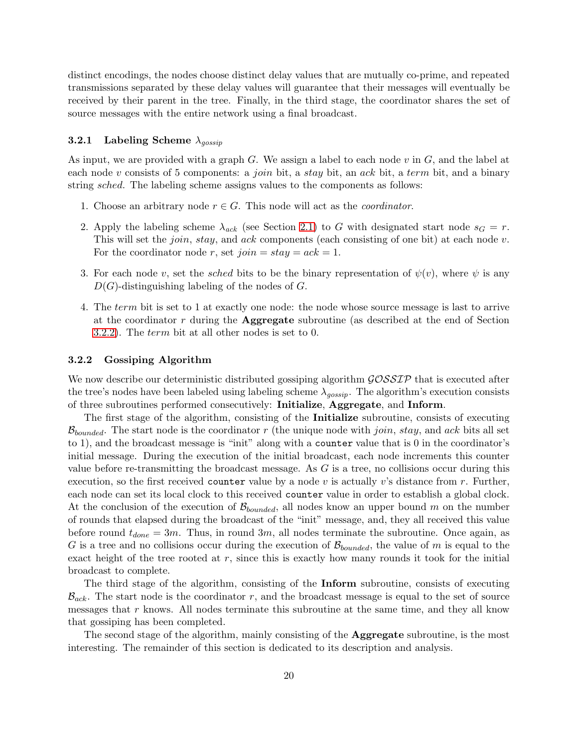distinct encodings, the nodes choose distinct delay values that are mutually co-prime, and repeated transmissions separated by these delay values will guarantee that their messages will eventually be received by their parent in the tree. Finally, in the third stage, the coordinator shares the set of source messages with the entire network using a final broadcast.

### 3.2.1 Labeling Scheme $\lambda_{gossip}$

As input, we are provided with a graph $G$. We assign a label to each node $v$ in $G$, and the label at each node $v$ consists of 5 components: a *join* bit, a *stay* bit, an *ack* bit, a *term* bit, and a binary string *sched*. The labeling scheme assigns values to the components as follows:

1. Choose an arbitrary node $r \in G$. This node will act as the *coordinator*.
2. Apply the labeling scheme $\lambda_{ack}$ (see Section 2.1) to $G$ with designated start node $s_G = r$. This will set the *join*, *stay*, and *ack* components (each consisting of one bit) at each node $v$. For the coordinator node $r$, set $join = stay = ack = 1$.
3. For each node $v$, set the *sched* bits to be the binary representation of $\psi(v)$, where $\psi$ is any $D(G)$-distinguishing labeling of the nodes of $G$.
4. The *term* bit is set to 1 at exactly one node: the node whose source message is last to arrive at the coordinator $r$ during the **Aggregate** subroutine (as described at the end of Section 3.2.2). The *term* bit at all other nodes is set to 0.

### 3.2.2 Gossiping Algorithm

We now describe our deterministic distributed gossiping algorithm $\mathcal{GOSSIP}$ that is executed after the tree's nodes have been labeled using labeling scheme $\lambda_{gossip}$. The algorithm's execution consists of three subroutines performed consecutively: **Initialize**, **Aggregate**, and **Inform**.

The first stage of the algorithm, consisting of the **Initialize** subroutine, consists of executing $\mathcal{B}_{bounded}$. The start node is the coordinator $r$ (the unique node with *join*, *stay*, and *ack* bits all set to 1), and the broadcast message is "init" along with a `counter` value that is 0 in the coordinator's initial message. During the execution of the initial broadcast, each node increments this counter value before re-transmitting the broadcast message. As $G$ is a tree, no collisions occur during this execution, so the first received `counter` value by a node $v$ is actually $v$'s distance from $r$. Further, each node can set its local clock to this received `counter` value in order to establish a global clock. At the conclusion of the execution of $\mathcal{B}_{bounded}$, all nodes know an upper bound $m$ on the number of rounds that elapsed during the broadcast of the "init" message, and, they all received this value before round $t_{done} = 3m$. Thus, in round $3m$, all nodes terminate the subroutine. Once again, as $G$ is a tree and no collisions occur during the execution of $\mathcal{B}_{bounded}$, the value of $m$ is equal to the exact height of the tree rooted at $r$, since this is exactly how many rounds it took for the initial broadcast to complete.

The third stage of the algorithm, consisting of the **Inform** subroutine, consists of executing $\mathcal{B}_{ack}$. The start node is the coordinator $r$, and the broadcast message is equal to the set of source messages that $r$ knows. All nodes terminate this subroutine at the same time, and they all know that gossiping has been completed.

The second stage of the algorithm, mainly consisting of the **Aggregate** subroutine, is the most interesting. The remainder of this section is dedicated to its description and analysis.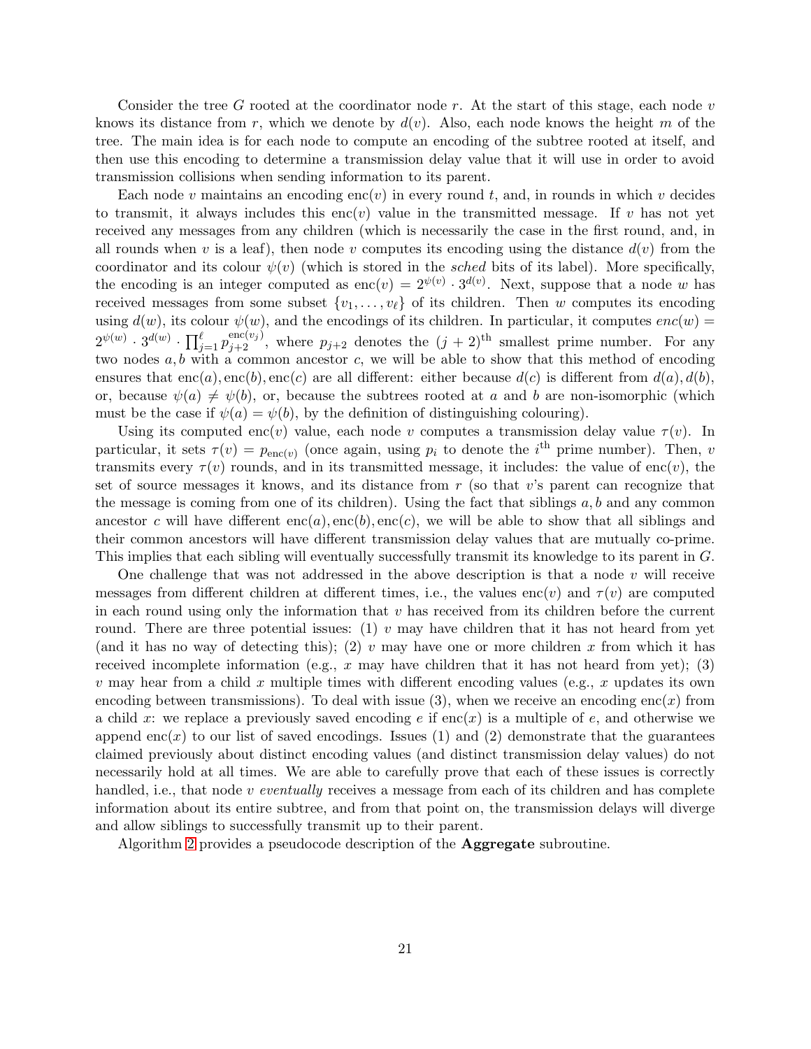Consider the tree $G$ rooted at the coordinator node $r$. At the start of this stage, each node $v$ knows its distance from $r$, which we denote by $d(v)$. Also, each node knows the height $m$ of the tree. The main idea is for each node to compute an encoding of the subtree rooted at itself, and then use this encoding to determine a transmission delay value that it will use in order to avoid transmission collisions when sending information to its parent.

Each node $v$ maintains an encoding $\text{enc}(v)$ in every round $t$, and, in rounds in which $v$ decides to transmit, it always includes this $\text{enc}(v)$ value in the transmitted message. If $v$ has not yet received any messages from any children (which is necessarily the case in the first round, and, in all rounds when $v$ is a leaf), then node $v$ computes its encoding using the distance $d(v)$ from the coordinator and its colour $\psi(v)$ (which is stored in the *sched* bits of its label). More specifically, the encoding is an integer computed as $\text{enc}(v) = 2^{\psi(v)} \cdot 3^{d(v)}$. Next, suppose that a node $w$ has received messages from some subset $\{v_1, \ldots, v_\ell\}$ of its children. Then $w$ computes its encoding using $d(w)$, its colour $\psi(w)$, and the encodings of its children. In particular, it computes $enc(w) = 2^{\psi(w)} \cdot 3^{d(w)} \cdot \prod_{j=1}^{\ell} p_{j+2}^{\text{enc}(v_j)}$, where $p_{j+2}$ denotes the $(j+2)^{\text{th}}$ smallest prime number. For any two nodes $a, b$ with a common ancestor $c$, we will be able to show that this method of encoding ensures that $\text{enc}(a), \text{enc}(b), \text{enc}(c)$ are all different: either because $d(c)$ is different from $d(a), d(b)$, or, because $\psi(a) \neq \psi(b)$, or, because the subtrees rooted at $a$ and $b$ are non-isomorphic (which must be the case if $\psi(a) = \psi(b)$, by the definition of distinguishing colouring).

Using its computed $\text{enc}(v)$ value, each node $v$ computes a transmission delay value $\tau(v)$. In particular, it sets $\tau(v) = p_{\text{enc}(v)}$ (once again, using $p_i$ to denote the $i^{\text{th}}$ prime number). Then, $v$ transmits every $\tau(v)$ rounds, and in its transmitted message, it includes: the value of $\text{enc}(v)$, the set of source messages it knows, and its distance from $r$ (so that $v$'s parent can recognize that the message is coming from one of its children). Using the fact that siblings $a, b$ and any common ancestor $c$ will have different $\text{enc}(a), \text{enc}(b), \text{enc}(c)$, we will be able to show that all siblings and their common ancestors will have different transmission delay values that are mutually co-prime. This implies that each sibling will eventually successfully transmit its knowledge to its parent in $G$.

One challenge that was not addressed in the above description is that a node $v$ will receive messages from different children at different times, i.e., the values $\text{enc}(v)$ and $\tau(v)$ are computed in each round using only the information that $v$ has received from its children before the current round. There are three potential issues: (1) $v$ may have children that it has not heard from yet (and it has no way of detecting this); (2) $v$ may have one or more children $x$ from which it has received incomplete information (e.g., $x$ may have children that it has not heard from yet); (3) $v$ may hear from a child $x$ multiple times with different encoding values (e.g., $x$ updates its own encoding between transmissions). To deal with issue (3), when we receive an encoding $\text{enc}(x)$ from a child $x$: we replace a previously saved encoding $e$ if $\text{enc}(x)$ is a multiple of $e$, and otherwise we append $\text{enc}(x)$ to our list of saved encodings. Issues (1) and (2) demonstrate that the guarantees claimed previously about distinct encoding values (and distinct transmission delay values) do not necessarily hold at all times. We are able to carefully prove that each of these issues is correctly handled, i.e., that node $v$ *eventually* receives a message from each of its children and has complete information about its entire subtree, and from that point on, the transmission delays will diverge and allow siblings to successfully transmit up to their parent.

Algorithm 2 provides a pseudocode description of the **Aggregate** subroutine.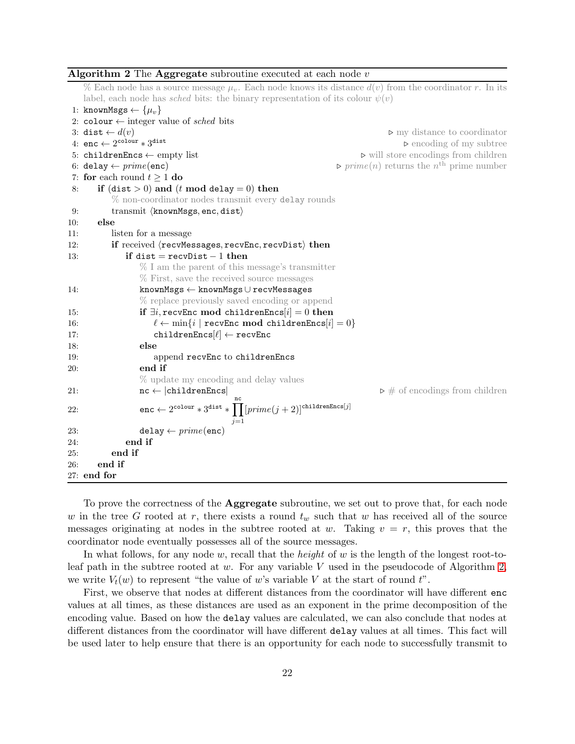**Algorithm 2** The **Aggregate** subroutine executed at each node $v$

```
    % Each node has a source message μ_v. Each node knows its distance d(v) from the coordinator r. In its
    label, each node has sched bits: the binary representation of its colour ψ(v)
 1: knownMsgs ← {μ_v}
 2: colour ← integer value of sched bits
 3: dist ← d(v)                                              ▷ my distance to coordinator
 4: enc ← 2^colour * 3^dist                                  ▷ encoding of my subtree
 5: childrenEncs ← empty list                                ▷ will store encodings from children
 6: delay ← prime(enc)                                       ▷ prime(n) returns the n^th prime number
 7: for each round t ≥ 1 do
 8:     if (dist > 0) and (t mod delay = 0) then
            % non-coordinator nodes transmit every delay rounds
 9:         transmit ⟨knownMsgs, enc, dist⟩
10:     else
11:         listen for a message
12:         if received ⟨recvMessages, recvEnc, recvDist⟩ then
13:             if dist = recvDist − 1 then
                    % I am the parent of this message's transmitter
                    % First, save the received source messages
14:                 knownMsgs ← knownMsgs ∪ recvMessages
                    % replace previously saved encoding or append
15:                 if ∃i, recvEnc mod childrenEncs[i] = 0 then
16:                     ℓ ← min{i | recvEnc mod childrenEncs[i] = 0}
17:                     childrenEncs[ℓ] ← recvEnc
18:                 else
19:                     append recvEnc to childrenEncs
20:                 end if
                    % update my encoding and delay values
21:                 nc ← |childrenEncs|                      ▷ # of encodings from children
22:                 enc ← 2^colour * 3^dist * ∏_{j=1}^{nc} [prime(j+2)]^childrenEncs[j]
23:                 delay ← prime(enc)
24:             end if
25:         end if
26:     end if
27: end for
```

To prove the correctness of the **Aggregate** subroutine, we set out to prove that, for each node $w$ in the tree $G$ rooted at $r$, there exists a round $t_w$ such that $w$ has received all of the source messages originating at nodes in the subtree rooted at $w$. Taking $v = r$, this proves that the coordinator node eventually possesses all of the source messages.

In what follows, for any node $w$, recall that the *height* of $w$ is the length of the longest root-to-leaf path in the subtree rooted at $w$. For any variable $V$ used in the pseudocode of Algorithm 2, we write $V_t(w)$ to represent "the value of $w$'s variable $V$ at the start of round $t$".

First, we observe that nodes at different distances from the coordinator will have different `enc` values at all times, as these distances are used as an exponent in the prime decomposition of the encoding value. Based on how the `delay` values are calculated, we can also conclude that nodes at different distances from the coordinator will have different `delay` values at all times. This fact will be used later to help ensure that there is an opportunity for each node to successfully transmit to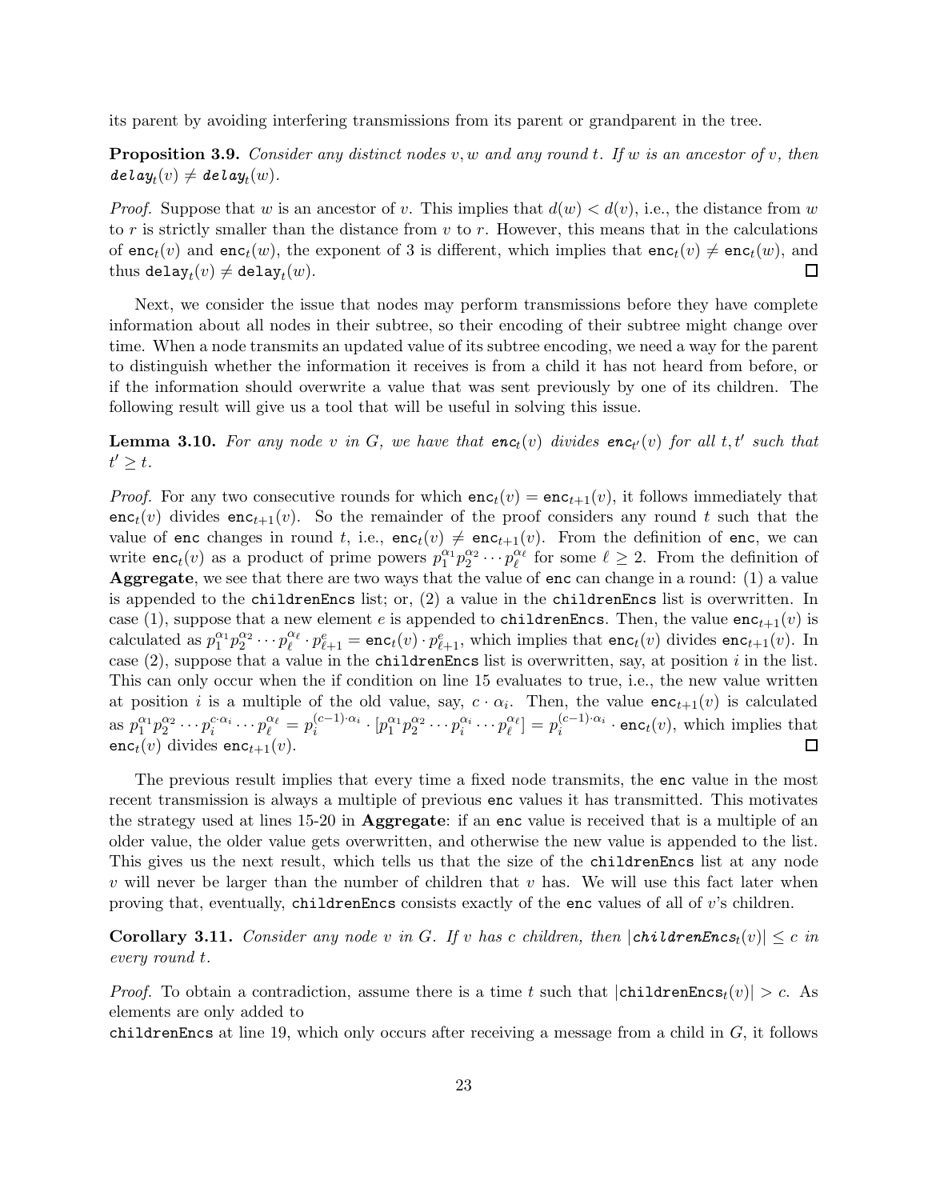its parent by avoiding interfering transmissions from its parent or grandparent in the tree.

**Proposition 3.9.** *Consider any distinct nodes $v, w$ and any round $t$. If $w$ is an ancestor of $v$, then $\texttt{delay}_t(v) \neq \texttt{delay}_t(w)$.*

*Proof.* Suppose that $w$ is an ancestor of $v$. This implies that $d(w) < d(v)$, i.e., the distance from $w$ to $r$ is strictly smaller than the distance from $v$ to $r$. However, this means that in the calculations of $\texttt{enc}_t(v)$ and $\texttt{enc}_t(w)$, the exponent of 3 is different, which implies that $\texttt{enc}_t(v) \neq \texttt{enc}_t(w)$, and thus $\texttt{delay}_t(v) \neq \texttt{delay}_t(w)$. □

Next, we consider the issue that nodes may perform transmissions before they have complete information about all nodes in their subtree, so their encoding of their subtree might change over time. When a node transmits an updated value of its subtree encoding, we need a way for the parent to distinguish whether the information it receives is from a child it has not heard from before, or if the information should overwrite a value that was sent previously by one of its children. The following result will give us a tool that will be useful in solving this issue.

**Lemma 3.10.** *For any node $v$ in $G$, we have that $\texttt{enc}_t(v)$ divides $\texttt{enc}_{t'}(v)$ for all $t, t'$ such that $t' \geq t$.*

*Proof.* For any two consecutive rounds for which $\texttt{enc}_t(v) = \texttt{enc}_{t+1}(v)$, it follows immediately that $\texttt{enc}_t(v)$ divides $\texttt{enc}_{t+1}(v)$. So the remainder of the proof considers any round $t$ such that the value of enc changes in round $t$, i.e., $\texttt{enc}_t(v) \neq \texttt{enc}_{t+1}(v)$. From the definition of enc, we can write $\texttt{enc}_t(v)$ as a product of prime powers $p_1^{\alpha_1} p_2^{\alpha_2} \cdots p_\ell^{\alpha_\ell}$ for some $\ell \geq 2$. From the definition of **Aggregate**, we see that there are two ways that the value of enc can change in a round: (1) a value is appended to the childrenEncs list; or, (2) a value in the childrenEncs list is overwritten. In case (1), suppose that a new element $e$ is appended to childrenEncs. Then, the value $\texttt{enc}_{t+1}(v)$ is calculated as $p_1^{\alpha_1} p_2^{\alpha_2} \cdots p_\ell^{\alpha_\ell} \cdot p_{\ell+1}^{e} = \texttt{enc}_t(v) \cdot p_{\ell+1}^{e}$, which implies that $\texttt{enc}_t(v)$ divides $\texttt{enc}_{t+1}(v)$. In case (2), suppose that a value in the childrenEncs list is overwritten, say, at position $i$ in the list. This can only occur when the if condition on line 15 evaluates to true, i.e., the new value written at position $i$ is a multiple of the old value, say, $c \cdot \alpha_i$. Then, the value $\texttt{enc}_{t+1}(v)$ is calculated as $p_1^{\alpha_1} p_2^{\alpha_2} \cdots p_i^{c \cdot \alpha_i} \cdots p_\ell^{\alpha_\ell} = p_i^{(c-1)\cdot \alpha_i} \cdot [p_1^{\alpha_1} p_2^{\alpha_2} \cdots p_i^{\alpha_i} \cdots p_\ell^{\alpha_\ell}] = p_i^{(c-1)\cdot \alpha_i} \cdot \texttt{enc}_t(v)$, which implies that $\texttt{enc}_t(v)$ divides $\texttt{enc}_{t+1}(v)$. □

The previous result implies that every time a fixed node transmits, the enc value in the most recent transmission is always a multiple of previous enc values it has transmitted. This motivates the strategy used at lines 15-20 in **Aggregate**: if an enc value is received that is a multiple of an older value, the older value gets overwritten, and otherwise the new value is appended to the list. This gives us the next result, which tells us that the size of the childrenEncs list at any node $v$ will never be larger than the number of children that $v$ has. We will use this fact later when proving that, eventually, childrenEncs consists exactly of the enc values of all of $v$'s children.

**Corollary 3.11.** *Consider any node $v$ in $G$. If $v$ has $c$ children, then $|\texttt{childrenEncs}_t(v)| \leq c$ in every round $t$.*

*Proof.* To obtain a contradiction, assume there is a time $t$ such that $|\texttt{childrenEncs}_t(v)| > c$. As elements are only added to childrenEncs at line 19, which only occurs after receiving a message from a child in $G$, it follows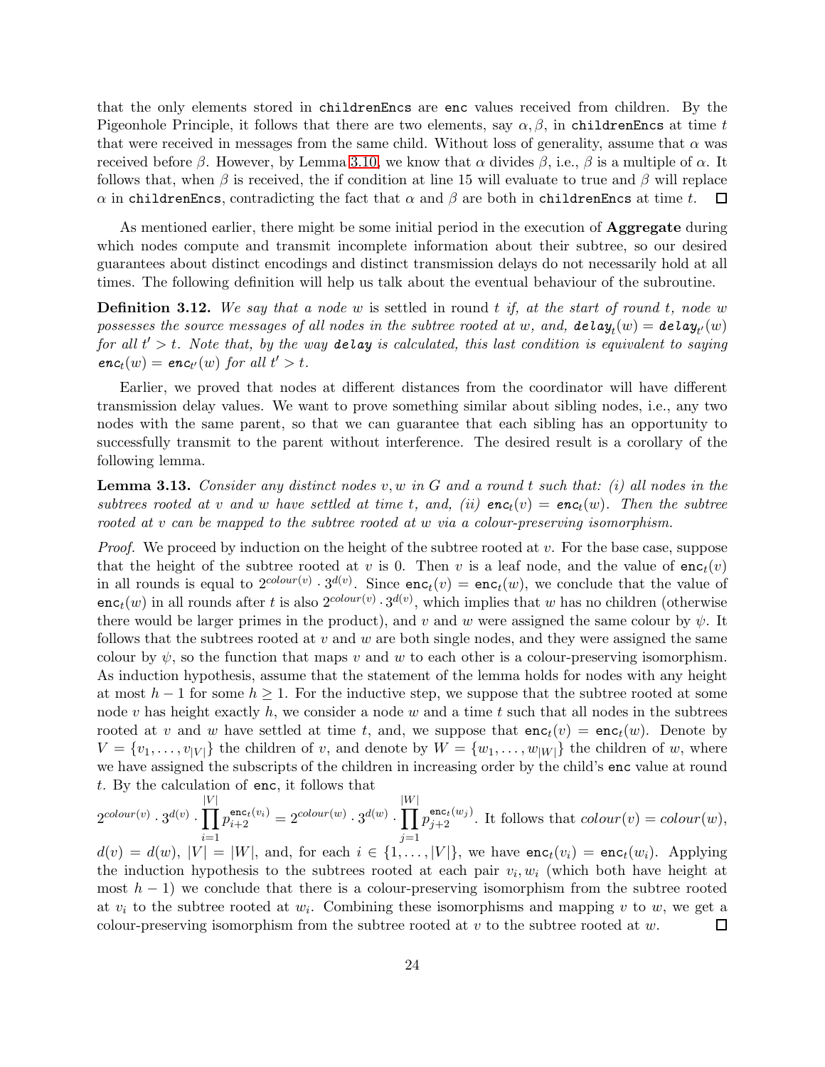that the only elements stored in `childrenEncs` are `enc` values received from children. By the Pigeonhole Principle, it follows that there are two elements, say $\alpha, \beta$, in `childrenEncs` at time $t$ that were received in messages from the same child. Without loss of generality, assume that $\alpha$ was received before $\beta$. However, by Lemma 3.10, we know that $\alpha$ divides $\beta$, i.e., $\beta$ is a multiple of $\alpha$. It follows that, when $\beta$ is received, the if condition at line 15 will evaluate to true and $\beta$ will replace $\alpha$ in `childrenEncs`, contradicting the fact that $\alpha$ and $\beta$ are both in `childrenEncs` at time $t$. ☐

As mentioned earlier, there might be some initial period in the execution of **Aggregate** during which nodes compute and transmit incomplete information about their subtree, so our desired guarantees about distinct encodings and distinct transmission delays do not necessarily hold at all times. The following definition will help us talk about the eventual behaviour of the subroutine.

**Definition 3.12.** *We say that a node $w$ is settled in round $t$ if, at the start of round $t$, node $w$ possesses the source messages of all nodes in the subtree rooted at $w$, and, $\texttt{delay}_t(w) = \texttt{delay}_{t'}(w)$ for all $t' > t$. Note that, by the way $\texttt{delay}$ is calculated, this last condition is equivalent to saying $\texttt{enc}_t(w) = \texttt{enc}_{t'}(w)$ for all $t' > t$.*

Earlier, we proved that nodes at different distances from the coordinator will have different transmission delay values. We want to prove something similar about sibling nodes, i.e., any two nodes with the same parent, so that we can guarantee that each sibling has an opportunity to successfully transmit to the parent without interference. The desired result is a corollary of the following lemma.

**Lemma 3.13.** *Consider any distinct nodes $v, w$ in $G$ and a round $t$ such that: (i) all nodes in the subtrees rooted at $v$ and $w$ have settled at time $t$, and, (ii) $\texttt{enc}_t(v) = \texttt{enc}_t(w)$. Then the subtree rooted at $v$ can be mapped to the subtree rooted at $w$ via a colour-preserving isomorphism.*

*Proof.* We proceed by induction on the height of the subtree rooted at $v$. For the base case, suppose that the height of the subtree rooted at $v$ is 0. Then $v$ is a leaf node, and the value of $\texttt{enc}_t(v)$ in all rounds is equal to $2^{colour(v)} \cdot 3^{d(v)}$. Since $\texttt{enc}_t(v) = \texttt{enc}_t(w)$, we conclude that the value of $\texttt{enc}_t(w)$ in all rounds after $t$ is also $2^{colour(v)} \cdot 3^{d(v)}$, which implies that $w$ has no children (otherwise there would be larger primes in the product), and $v$ and $w$ were assigned the same colour by $\psi$. It follows that the subtrees rooted at $v$ and $w$ are both single nodes, and they were assigned the same colour by $\psi$, so the function that maps $v$ and $w$ to each other is a colour-preserving isomorphism. As induction hypothesis, assume that the statement of the lemma holds for nodes with any height at most $h-1$ for some $h \geq 1$. For the inductive step, we suppose that the subtree rooted at some node $v$ has height exactly $h$, we consider a node $w$ and a time $t$ such that all nodes in the subtrees rooted at $v$ and $w$ have settled at time $t$, and, we suppose that $\texttt{enc}_t(v) = \texttt{enc}_t(w)$. Denote by $V = \{v_1, \ldots, v_{|V|}\}$ the children of $v$, and denote by $W = \{w_1, \ldots, w_{|W|}\}$ the children of $w$, where we have assigned the subscripts of the children in increasing order by the child's `enc` value at round $t$. By the calculation of `enc`, it follows that
$2^{colour(v)} \cdot 3^{d(v)} \cdot \prod_{i=1}^{|V|} p_{i+2}^{\texttt{enc}_t(v_i)} = 2^{colour(w)} \cdot 3^{d(w)} \cdot \prod_{j=1}^{|W|} p_{j+2}^{\texttt{enc}_t(w_j)}$. It follows that $colour(v) = colour(w)$, $d(v) = d(w)$, $|V| = |W|$, and, for each $i \in \{1, \ldots, |V|\}$, we have $\texttt{enc}_t(v_i) = \texttt{enc}_t(w_i)$. Applying the induction hypothesis to the subtrees rooted at each pair $v_i, w_i$ (which both have height at most $h-1$) we conclude that there is a colour-preserving isomorphism from the subtree rooted at $v_i$ to the subtree rooted at $w_i$. Combining these isomorphisms and mapping $v$ to $w$, we get a colour-preserving isomorphism from the subtree rooted at $v$ to the subtree rooted at $w$. ☐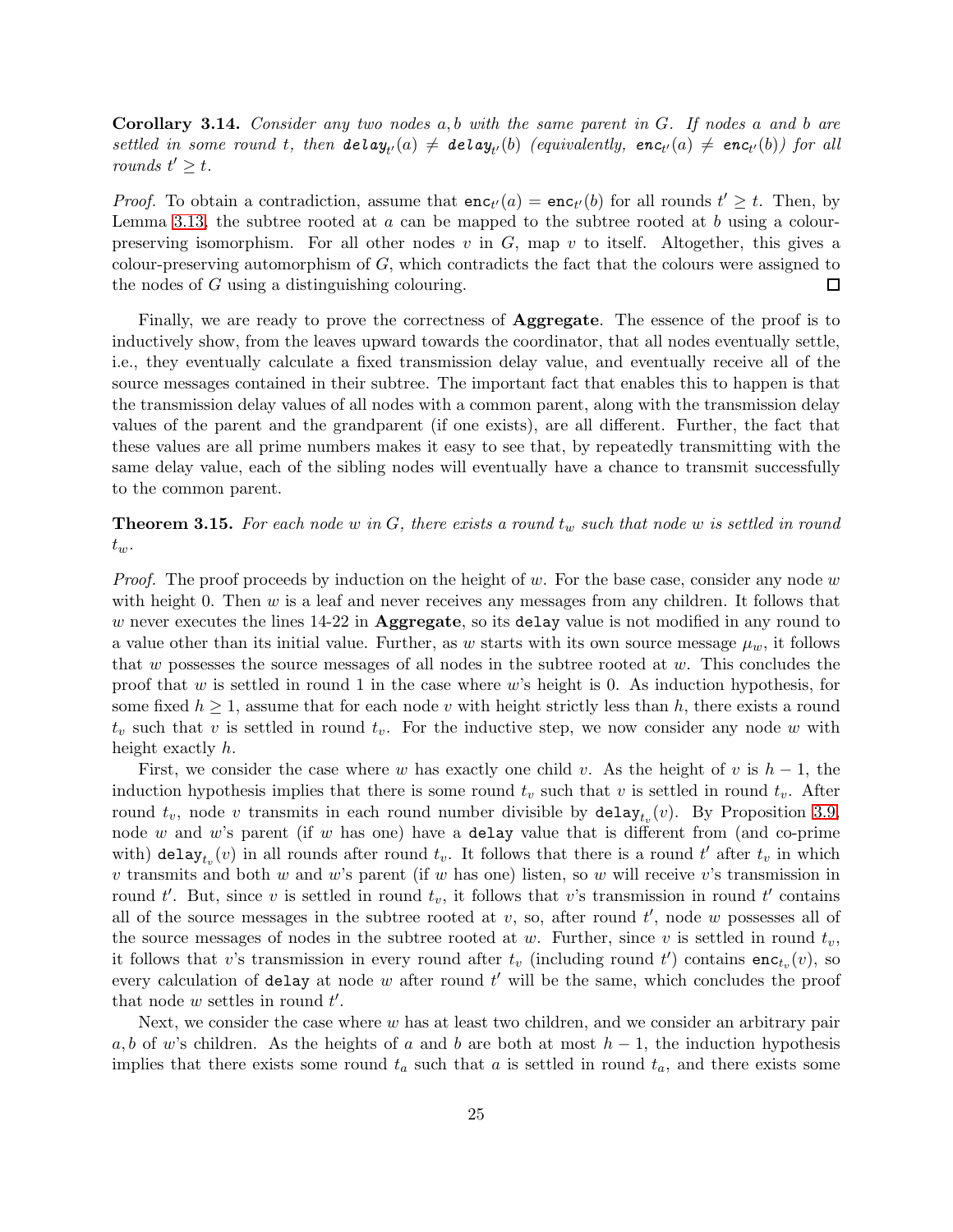**Corollary 3.14.** *Consider any two nodes $a, b$ with the same parent in $G$. If nodes $a$ and $b$ are settled in some round $t$, then $\texttt{delay}_{t'}(a) \neq \texttt{delay}_{t'}(b)$ (equivalently, $\texttt{enc}_{t'}(a) \neq \texttt{enc}_{t'}(b)$) for all rounds $t' \geq t$.*

*Proof.* To obtain a contradiction, assume that $\texttt{enc}_{t'}(a) = \texttt{enc}_{t'}(b)$ for all rounds $t' \geq t$. Then, by Lemma 3.13, the subtree rooted at $a$ can be mapped to the subtree rooted at $b$ using a colour-preserving isomorphism. For all other nodes $v$ in $G$, map $v$ to itself. Altogether, this gives a colour-preserving automorphism of $G$, which contradicts the fact that the colours were assigned to the nodes of $G$ using a distinguishing colouring. ☐

Finally, we are ready to prove the correctness of **Aggregate**. The essence of the proof is to inductively show, from the leaves upward towards the coordinator, that all nodes eventually settle, i.e., they eventually calculate a fixed transmission delay value, and eventually receive all of the source messages contained in their subtree. The important fact that enables this to happen is that the transmission delay values of all nodes with a common parent, along with the transmission delay values of the parent and the grandparent (if one exists), are all different. Further, the fact that these values are all prime numbers makes it easy to see that, by repeatedly transmitting with the same delay value, each of the sibling nodes will eventually have a chance to transmit successfully to the common parent.

**Theorem 3.15.** *For each node $w$ in $G$, there exists a round $t_w$ such that node $w$ is settled in round $t_w$.*

*Proof.* The proof proceeds by induction on the height of $w$. For the base case, consider any node $w$ with height 0. Then $w$ is a leaf and never receives any messages from any children. It follows that $w$ never executes the lines 14-22 in **Aggregate**, so its `delay` value is not modified in any round to a value other than its initial value. Further, as $w$ starts with its own source message $\mu_w$, it follows that $w$ possesses the source messages of all nodes in the subtree rooted at $w$. This concludes the proof that $w$ is settled in round 1 in the case where $w$'s height is 0. As induction hypothesis, for some fixed $h \geq 1$, assume that for each node $v$ with height strictly less than $h$, there exists a round $t_v$ such that $v$ is settled in round $t_v$. For the inductive step, we now consider any node $w$ with height exactly $h$.

First, we consider the case where $w$ has exactly one child $v$. As the height of $v$ is $h - 1$, the induction hypothesis implies that there is some round $t_v$ such that $v$ is settled in round $t_v$. After round $t_v$, node $v$ transmits in each round number divisible by $\texttt{delay}_{t_v}(v)$. By Proposition 3.9, node $w$ and $w$'s parent (if $w$ has one) have a `delay` value that is different from (and co-prime with) $\texttt{delay}_{t_v}(v)$ in all rounds after round $t_v$. It follows that there is a round $t'$ after $t_v$ in which $v$ transmits and both $w$ and $w$'s parent (if $w$ has one) listen, so $w$ will receive $v$'s transmission in round $t'$. But, since $v$ is settled in round $t_v$, it follows that $v$'s transmission in round $t'$ contains all of the source messages in the subtree rooted at $v$, so, after round $t'$, node $w$ possesses all of the source messages of nodes in the subtree rooted at $w$. Further, since $v$ is settled in round $t_v$, it follows that $v$'s transmission in every round after $t_v$ (including round $t'$) contains $\texttt{enc}_{t_v}(v)$, so every calculation of `delay` at node $w$ after round $t'$ will be the same, which concludes the proof that node $w$ settles in round $t'$.

Next, we consider the case where $w$ has at least two children, and we consider an arbitrary pair $a, b$ of $w$'s children. As the heights of $a$ and $b$ are both at most $h - 1$, the induction hypothesis implies that there exists some round $t_a$ such that $a$ is settled in round $t_a$, and there exists some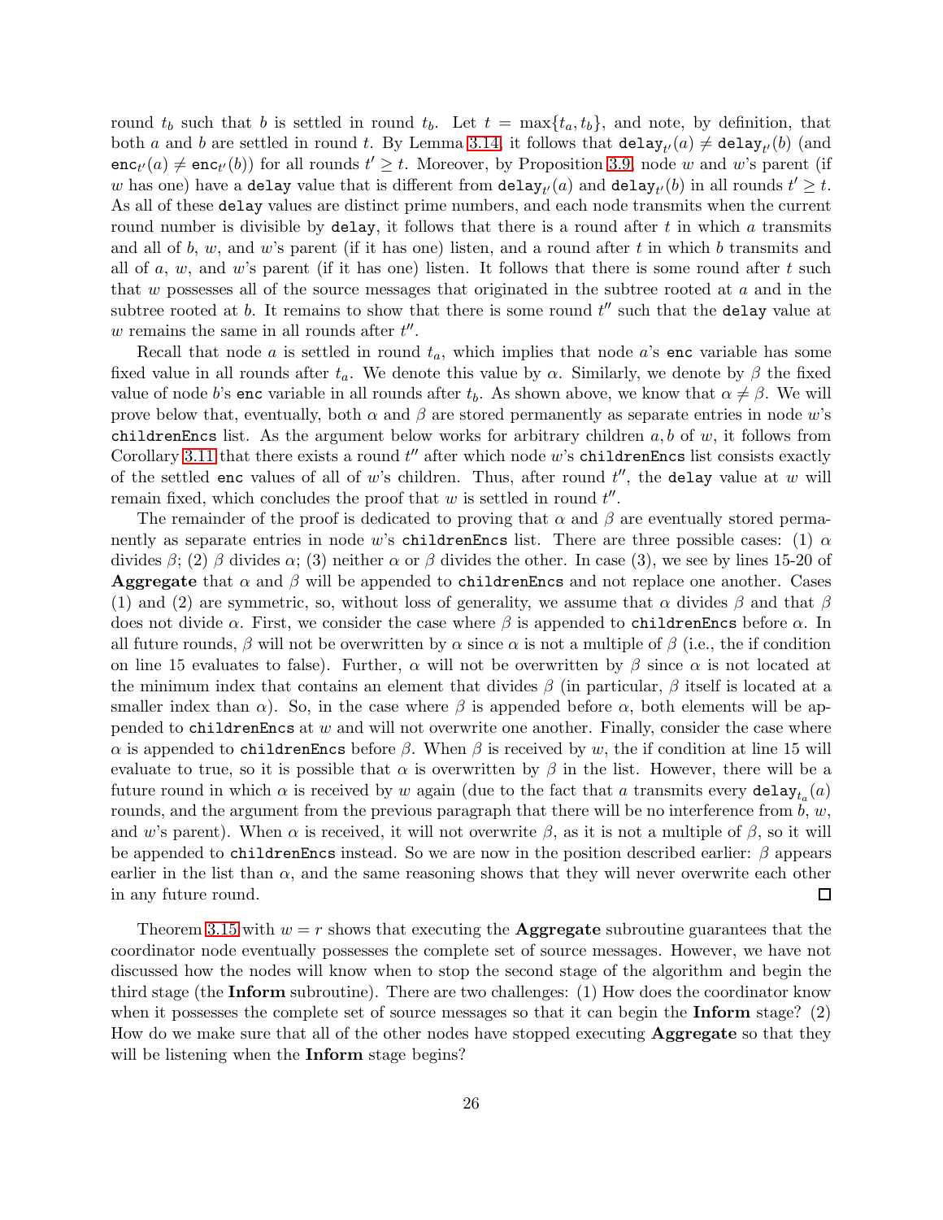round $t_b$ such that $b$ is settled in round $t_b$. Let $t = \max\{t_a, t_b\}$, and note, by definition, that both $a$ and $b$ are settled in round $t$. By Lemma 3.14, it follows that $\texttt{delay}_{t'}(a) \neq \texttt{delay}_{t'}(b)$ (and $\texttt{enc}_{t'}(a) \neq \texttt{enc}_{t'}(b)$) for all rounds $t' \geq t$. Moreover, by Proposition 3.9, node $w$ and $w$'s parent (if $w$ has one) have a `delay` value that is different from $\texttt{delay}_{t'}(a)$ and $\texttt{delay}_{t'}(b)$ in all rounds $t' \geq t$. As all of these `delay` values are distinct prime numbers, and each node transmits when the current round number is divisible by `delay`, it follows that there is a round after $t$ in which $a$ transmits and all of $b$, $w$, and $w$'s parent (if it has one) listen, and a round after $t$ in which $b$ transmits and all of $a$, $w$, and $w$'s parent (if it has one) listen. It follows that there is some round after $t$ such that $w$ possesses all of the source messages that originated in the subtree rooted at $a$ and in the subtree rooted at $b$. It remains to show that there is some round $t''$ such that the `delay` value at $w$ remains the same in all rounds after $t''$.

Recall that node $a$ is settled in round $t_a$, which implies that node $a$'s `enc` variable has some fixed value in all rounds after $t_a$. We denote this value by $\alpha$. Similarly, we denote by $\beta$ the fixed value of node $b$'s `enc` variable in all rounds after $t_b$. As shown above, we know that $\alpha \neq \beta$. We will prove below that, eventually, both $\alpha$ and $\beta$ are stored permanently as separate entries in node $w$'s `childrenEncs` list. As the argument below works for arbitrary children $a, b$ of $w$, it follows from Corollary 3.11 that there exists a round $t''$ after which node $w$'s `childrenEncs` list consists exactly of the settled `enc` values of all of $w$'s children. Thus, after round $t''$, the `delay` value at $w$ will remain fixed, which concludes the proof that $w$ is settled in round $t''$.

The remainder of the proof is dedicated to proving that $\alpha$ and $\beta$ are eventually stored permanently as separate entries in node $w$'s `childrenEncs` list. There are three possible cases: (1) $\alpha$ divides $\beta$; (2) $\beta$ divides $\alpha$; (3) neither $\alpha$ or $\beta$ divides the other. In case (3), we see by lines 15-20 of **Aggregate** that $\alpha$ and $\beta$ will be appended to `childrenEncs` and not replace one another. Cases (1) and (2) are symmetric, so, without loss of generality, we assume that $\alpha$ divides $\beta$ and that $\beta$ does not divide $\alpha$. First, we consider the case where $\beta$ is appended to `childrenEncs` before $\alpha$. In all future rounds, $\beta$ will not be overwritten by $\alpha$ since $\alpha$ is not a multiple of $\beta$ (i.e., the if condition on line 15 evaluates to false). Further, $\alpha$ will not be overwritten by $\beta$ since $\alpha$ is not located at the minimum index that contains an element that divides $\beta$ (in particular, $\beta$ itself is located at a smaller index than $\alpha$). So, in the case where $\beta$ is appended before $\alpha$, both elements will be appended to `childrenEncs` at $w$ and will not overwrite one another. Finally, consider the case where $\alpha$ is appended to `childrenEncs` before $\beta$. When $\beta$ is received by $w$, the if condition at line 15 will evaluate to true, so it is possible that $\alpha$ is overwritten by $\beta$ in the list. However, there will be a future round in which $\alpha$ is received by $w$ again (due to the fact that $a$ transmits every $\texttt{delay}_{t_a}(a)$ rounds, and the argument from the previous paragraph that there will be no interference from $b$, $w$, and $w$'s parent). When $\alpha$ is received, it will not overwrite $\beta$, as it is not a multiple of $\beta$, so it will be appended to `childrenEncs` instead. So we are now in the position described earlier: $\beta$ appears earlier in the list than $\alpha$, and the same reasoning shows that they will never overwrite each other in any future round. ∎

Theorem 3.15 with $w = r$ shows that executing the **Aggregate** subroutine guarantees that the coordinator node eventually possesses the complete set of source messages. However, we have not discussed how the nodes will know when to stop the second stage of the algorithm and begin the third stage (the **Inform** subroutine). There are two challenges: (1) How does the coordinator know when it possesses the complete set of source messages so that it can begin the **Inform** stage? (2) How do we make sure that all of the other nodes have stopped executing **Aggregate** so that they will be listening when the **Inform** stage begins?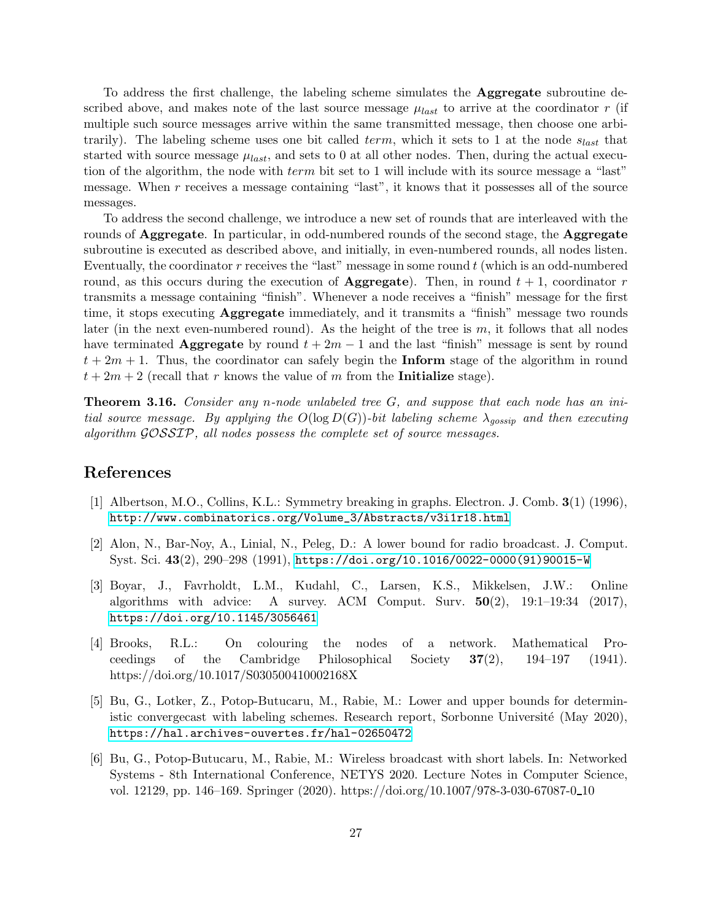To address the first challenge, the labeling scheme simulates the **Aggregate** subroutine described above, and makes note of the last source message $\mu_{last}$ to arrive at the coordinator $r$ (if multiple such source messages arrive within the same transmitted message, then choose one arbitrarily). The labeling scheme uses one bit called $term$, which it sets to 1 at the node $s_{last}$ that started with source message $\mu_{last}$, and sets to 0 at all other nodes. Then, during the actual execution of the algorithm, the node with $term$ bit set to 1 will include with its source message a "last" message. When $r$ receives a message containing "last", it knows that it possesses all of the source messages.

To address the second challenge, we introduce a new set of rounds that are interleaved with the rounds of **Aggregate**. In particular, in odd-numbered rounds of the second stage, the **Aggregate** subroutine is executed as described above, and initially, in even-numbered rounds, all nodes listen. Eventually, the coordinator $r$ receives the "last" message in some round $t$ (which is an odd-numbered round, as this occurs during the execution of **Aggregate**). Then, in round $t+1$, coordinator $r$ transmits a message containing "finish". Whenever a node receives a "finish" message for the first time, it stops executing **Aggregate** immediately, and it transmits a "finish" message two rounds later (in the next even-numbered round). As the height of the tree is $m$, it follows that all nodes have terminated **Aggregate** by round $t+2m-1$ and the last "finish" message is sent by round $t+2m+1$. Thus, the coordinator can safely begin the **Inform** stage of the algorithm in round $t+2m+2$ (recall that $r$ knows the value of $m$ from the **Initialize** stage).

**Theorem 3.16.** *Consider any $n$-node unlabeled tree $G$, and suppose that each node has an initial source message. By applying the $O(\log D(G))$-bit labeling scheme $\lambda_{gossip}$ and then executing algorithm $\mathcal{GOSSIP}$, all nodes possess the complete set of source messages.*

## References

[1] Albertson, M.O., Collins, K.L.: Symmetry breaking in graphs. Electron. J. Comb. **3**(1) (1996), http://www.combinatorics.org/Volume_3/Abstracts/v3i1r18.html

[2] Alon, N., Bar-Noy, A., Linial, N., Peleg, D.: A lower bound for radio broadcast. J. Comput. Syst. Sci. **43**(2), 290–298 (1991), https://doi.org/10.1016/0022-0000(91)90015-W

[3] Boyar, J., Favrholdt, L.M., Kudahl, C., Larsen, K.S., Mikkelsen, J.W.: Online algorithms with advice: A survey. ACM Comput. Surv. **50**(2), 19:1–19:34 (2017), https://doi.org/10.1145/3056461

[4] Brooks, R.L.: On colouring the nodes of a network. Mathematical Proceedings of the Cambridge Philosophical Society **37**(2), 194–197 (1941). https://doi.org/10.1017/S030500410002168X

[5] Bu, G., Lotker, Z., Potop-Butucaru, M., Rabie, M.: Lower and upper bounds for deterministic convergecast with labeling schemes. Research report, Sorbonne Université (May 2020), https://hal.archives-ouvertes.fr/hal-02650472

[6] Bu, G., Potop-Butucaru, M., Rabie, M.: Wireless broadcast with short labels. In: Networked Systems - 8th International Conference, NETYS 2020. Lecture Notes in Computer Science, vol. 12129, pp. 146–169. Springer (2020). https://doi.org/10.1007/978-3-030-67087-0_10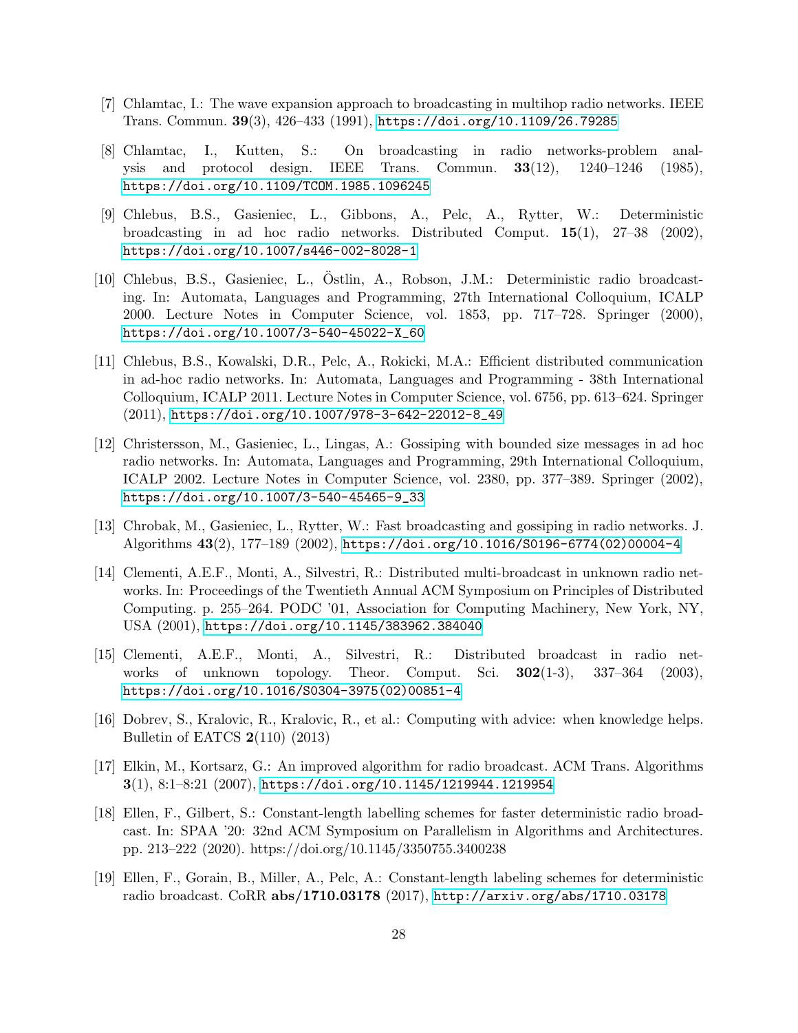[7] Chlamtac, I.: The wave expansion approach to broadcasting in multihop radio networks. IEEE Trans. Commun. **39**(3), 426–433 (1991), https://doi.org/10.1109/26.79285

[8] Chlamtac, I., Kutten, S.: On broadcasting in radio networks-problem analysis and protocol design. IEEE Trans. Commun. **33**(12), 1240–1246 (1985), https://doi.org/10.1109/TCOM.1985.1096245

[9] Chlebus, B.S., Gasieniec, L., Gibbons, A., Pelc, A., Rytter, W.: Deterministic broadcasting in ad hoc radio networks. Distributed Comput. **15**(1), 27–38 (2002), https://doi.org/10.1007/s446-002-8028-1

[10] Chlebus, B.S., Gasieniec, L., Östlin, A., Robson, J.M.: Deterministic radio broadcasting. In: Automata, Languages and Programming, 27th International Colloquium, ICALP 2000. Lecture Notes in Computer Science, vol. 1853, pp. 717–728. Springer (2000), https://doi.org/10.1007/3-540-45022-X_60

[11] Chlebus, B.S., Kowalski, D.R., Pelc, A., Rokicki, M.A.: Efficient distributed communication in ad-hoc radio networks. In: Automata, Languages and Programming - 38th International Colloquium, ICALP 2011. Lecture Notes in Computer Science, vol. 6756, pp. 613–624. Springer (2011), https://doi.org/10.1007/978-3-642-22012-8_49

[12] Christersson, M., Gasieniec, L., Lingas, A.: Gossiping with bounded size messages in ad hoc radio networks. In: Automata, Languages and Programming, 29th International Colloquium, ICALP 2002. Lecture Notes in Computer Science, vol. 2380, pp. 377–389. Springer (2002), https://doi.org/10.1007/3-540-45465-9_33

[13] Chrobak, M., Gasieniec, L., Rytter, W.: Fast broadcasting and gossiping in radio networks. J. Algorithms **43**(2), 177–189 (2002), https://doi.org/10.1016/S0196-6774(02)00004-4

[14] Clementi, A.E.F., Monti, A., Silvestri, R.: Distributed multi-broadcast in unknown radio networks. In: Proceedings of the Twentieth Annual ACM Symposium on Principles of Distributed Computing. p. 255–264. PODC '01, Association for Computing Machinery, New York, NY, USA (2001), https://doi.org/10.1145/383962.384040

[15] Clementi, A.E.F., Monti, A., Silvestri, R.: Distributed broadcast in radio networks of unknown topology. Theor. Comput. Sci. **302**(1-3), 337–364 (2003), https://doi.org/10.1016/S0304-3975(02)00851-4

[16] Dobrev, S., Kralovic, R., Kralovic, R., et al.: Computing with advice: when knowledge helps. Bulletin of EATCS **2**(110) (2013)

[17] Elkin, M., Kortsarz, G.: An improved algorithm for radio broadcast. ACM Trans. Algorithms **3**(1), 8:1–8:21 (2007), https://doi.org/10.1145/1219944.1219954

[18] Ellen, F., Gilbert, S.: Constant-length labelling schemes for faster deterministic radio broadcast. In: SPAA '20: 32nd ACM Symposium on Parallelism in Algorithms and Architectures. pp. 213–222 (2020). https://doi.org/10.1145/3350755.3400238

[19] Ellen, F., Gorain, B., Miller, A., Pelc, A.: Constant-length labeling schemes for deterministic radio broadcast. CoRR **abs/1710.03178** (2017), http://arxiv.org/abs/1710.03178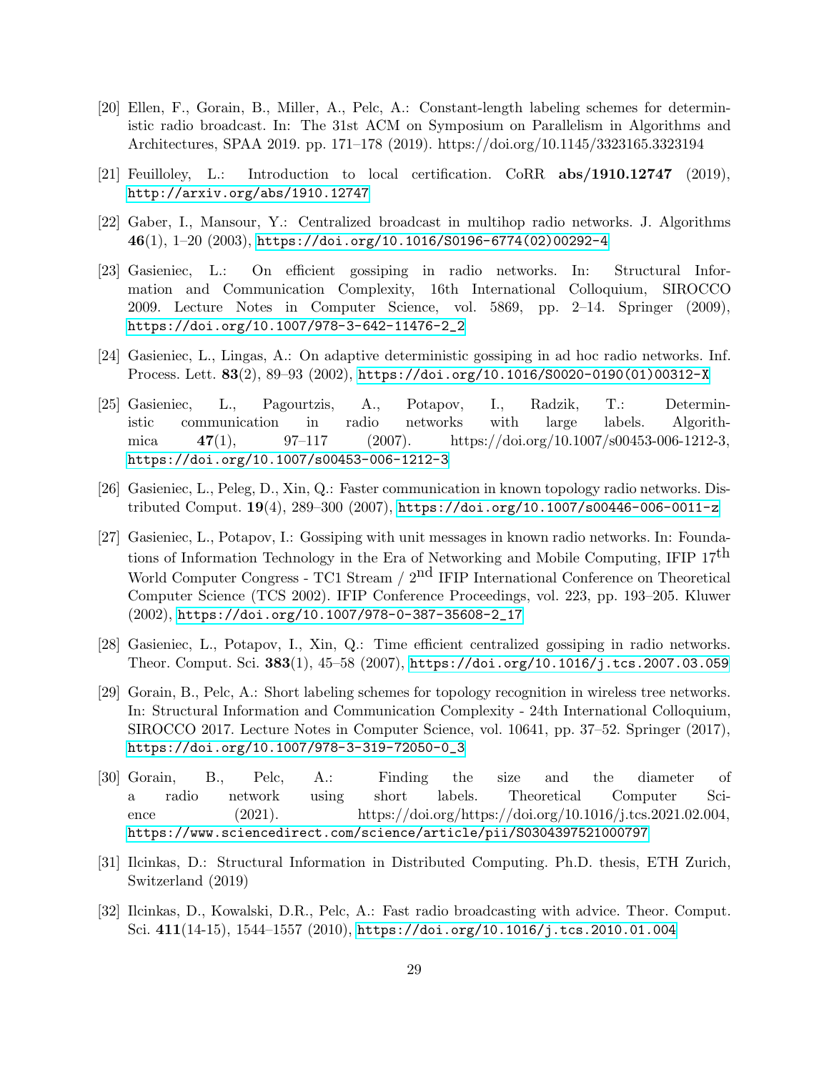[20] Ellen, F., Gorain, B., Miller, A., Pelc, A.: Constant-length labeling schemes for deterministic radio broadcast. In: The 31st ACM on Symposium on Parallelism in Algorithms and Architectures, SPAA 2019. pp. 171–178 (2019). https://doi.org/10.1145/3323165.3323194

[21] Feuilloley, L.: Introduction to local certification. CoRR **abs/1910.12747** (2019), http://arxiv.org/abs/1910.12747

[22] Gaber, I., Mansour, Y.: Centralized broadcast in multihop radio networks. J. Algorithms **46**(1), 1–20 (2003), https://doi.org/10.1016/S0196-6774(02)00292-4

[23] Gasieniec, L.: On efficient gossiping in radio networks. In: Structural Information and Communication Complexity, 16th International Colloquium, SIROCCO 2009. Lecture Notes in Computer Science, vol. 5869, pp. 2–14. Springer (2009), https://doi.org/10.1007/978-3-642-11476-2_2

[24] Gasieniec, L., Lingas, A.: On adaptive deterministic gossiping in ad hoc radio networks. Inf. Process. Lett. **83**(2), 89–93 (2002), https://doi.org/10.1016/S0020-0190(01)00312-X

[25] Gasieniec, L., Pagourtzis, A., Potapov, I., Radzik, T.: Deterministic communication in radio networks with large labels. Algorithmica **47**(1), 97–117 (2007). https://doi.org/10.1007/s00453-006-1212-3, https://doi.org/10.1007/s00453-006-1212-3

[26] Gasieniec, L., Peleg, D., Xin, Q.: Faster communication in known topology radio networks. Distributed Comput. **19**(4), 289–300 (2007), https://doi.org/10.1007/s00446-006-0011-z

[27] Gasieniec, L., Potapov, I.: Gossiping with unit messages in known radio networks. In: Foundations of Information Technology in the Era of Networking and Mobile Computing, IFIP 17$^{\text{th}}$ World Computer Congress - TC1 Stream / 2$^{\text{nd}}$ IFIP International Conference on Theoretical Computer Science (TCS 2002). IFIP Conference Proceedings, vol. 223, pp. 193–205. Kluwer (2002), https://doi.org/10.1007/978-0-387-35608-2_17

[28] Gasieniec, L., Potapov, I., Xin, Q.: Time efficient centralized gossiping in radio networks. Theor. Comput. Sci. **383**(1), 45–58 (2007), https://doi.org/10.1016/j.tcs.2007.03.059

[29] Gorain, B., Pelc, A.: Short labeling schemes for topology recognition in wireless tree networks. In: Structural Information and Communication Complexity - 24th International Colloquium, SIROCCO 2017. Lecture Notes in Computer Science, vol. 10641, pp. 37–52. Springer (2017), https://doi.org/10.1007/978-3-319-72050-0_3

[30] Gorain, B., Pelc, A.: Finding the size and the diameter of a radio network using short labels. Theoretical Computer Science (2021). https://doi.org/https://doi.org/10.1016/j.tcs.2021.02.004, https://www.sciencedirect.com/science/article/pii/S0304397521000797

[31] Ilcinkas, D.: Structural Information in Distributed Computing. Ph.D. thesis, ETH Zurich, Switzerland (2019)

[32] Ilcinkas, D., Kowalski, D.R., Pelc, A.: Fast radio broadcasting with advice. Theor. Comput. Sci. **411**(14-15), 1544–1557 (2010), https://doi.org/10.1016/j.tcs.2010.01.004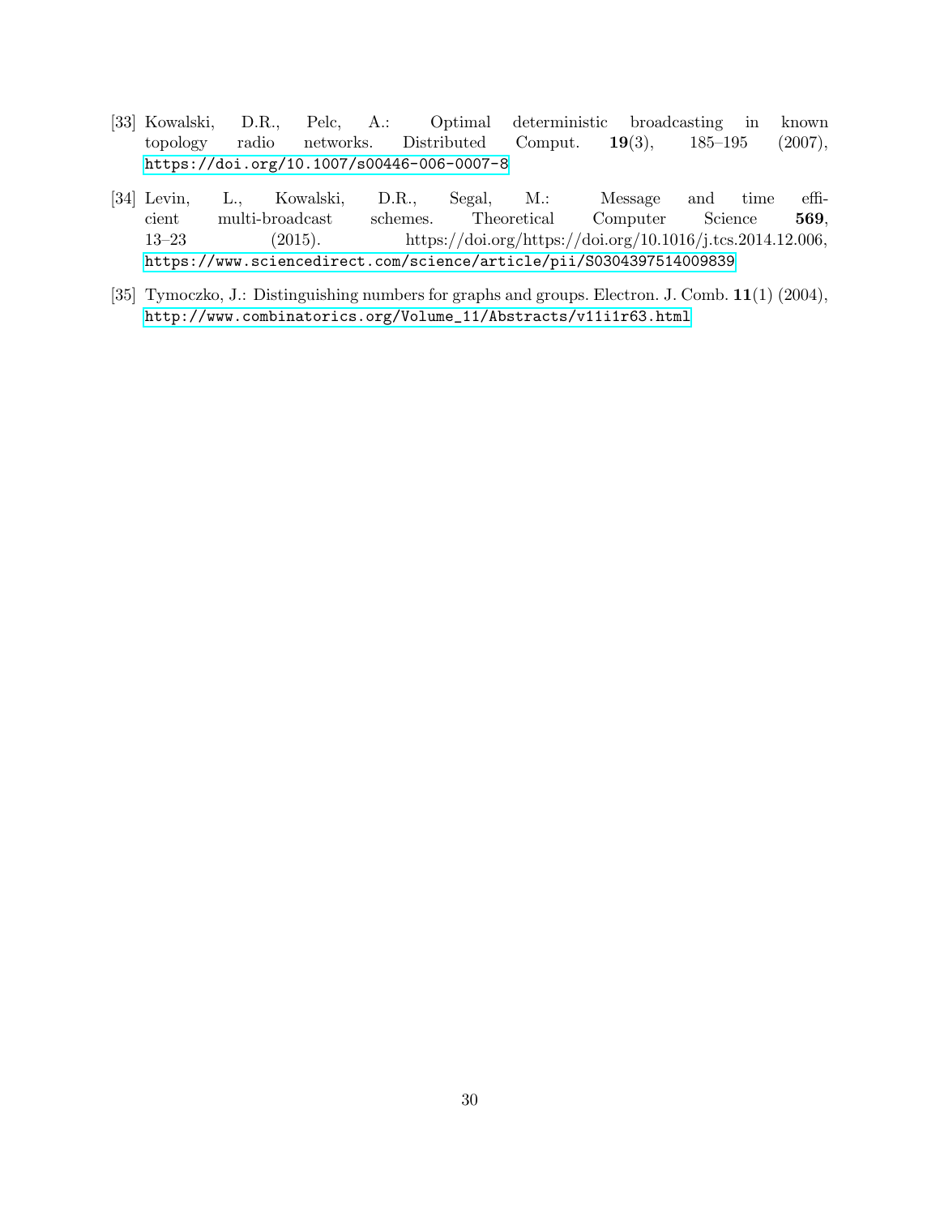[33] Kowalski, D.R., Pelc, A.: Optimal deterministic broadcasting in known topology radio networks. Distributed Comput. **19**(3), 185–195 (2007), https://doi.org/10.1007/s00446-006-0007-8

[34] Levin, L., Kowalski, D.R., Segal, M.: Message and time efficient multi-broadcast schemes. Theoretical Computer Science **569**, 13–23 (2015). https://doi.org/https://doi.org/10.1016/j.tcs.2014.12.006, https://www.sciencedirect.com/science/article/pii/S0304397514009839

[35] Tymoczko, J.: Distinguishing numbers for graphs and groups. Electron. J. Comb. **11**(1) (2004), http://www.combinatorics.org/Volume_11/Abstracts/v11i1r63.html